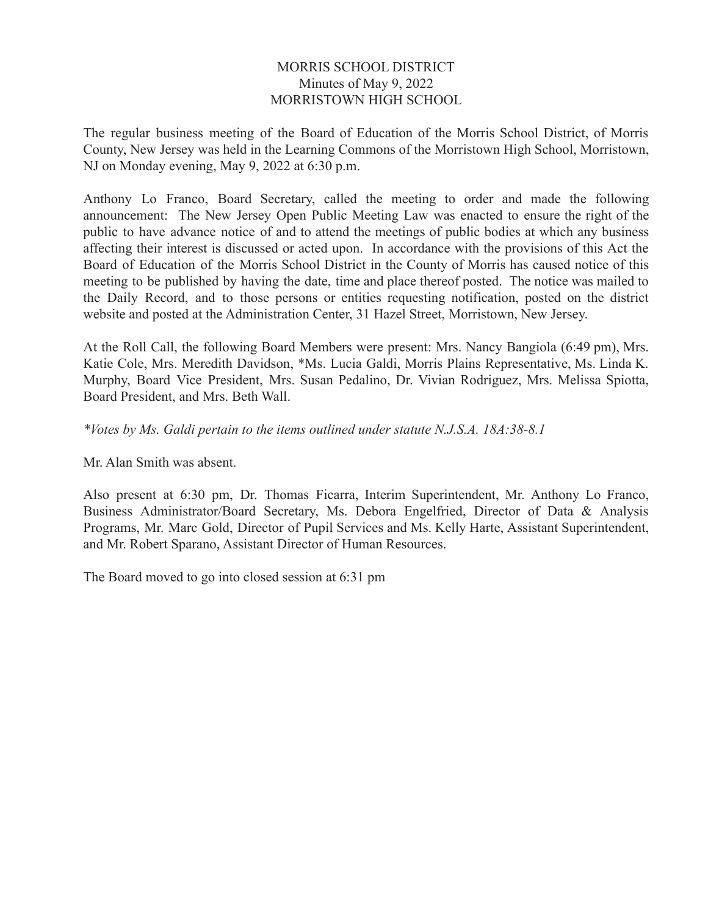# MORRIS SCHOOL DISTRICT
## Minutes of May 9, 2022
## MORRISTOWN HIGH SCHOOL

The regular business meeting of the Board of Education of the Morris School District, of Morris County, New Jersey was held in the Learning Commons of the Morristown High School, Morristown, NJ on Monday evening, May 9, 2022 at 6:30 p.m.

Anthony Lo Franco, Board Secretary, called the meeting to order and made the following announcement: The New Jersey Open Public Meeting Law was enacted to ensure the right of the public to have advance notice of and to attend the meetings of public bodies at which any business affecting their interest is discussed or acted upon. In accordance with the provisions of this Act the Board of Education of the Morris School District in the County of Morris has caused notice of this meeting to be published by having the date, time and place thereof posted. The notice was mailed to the Daily Record, and to those persons or entities requesting notification, posted on the district website and posted at the Administration Center, 31 Hazel Street, Morristown, New Jersey.

At the Roll Call, the following Board Members were present: Mrs. Nancy Bangiola (6:49 pm), Mrs. Katie Cole, Mrs. Meredith Davidson, *Ms. Lucia Galdi, Morris Plains Representative, Ms. Linda K. Murphy, Board Vice President, Mrs. Susan Pedalino, Dr. Vivian Rodriguez, Mrs. Melissa Spiotta, Board President, and Mrs. Beth Wall.

*\*Votes by Ms. Galdi pertain to the items outlined under statute N.J.S.A. 18A:38-8.1*

Mr. Alan Smith was absent.

Also present at 6:30 pm, Dr. Thomas Ficarra, Interim Superintendent, Mr. Anthony Lo Franco, Business Administrator/Board Secretary, Ms. Debora Engelfried, Director of Data & Analysis Programs, Mr. Marc Gold, Director of Pupil Services and Ms. Kelly Harte, Assistant Superintendent, and Mr. Robert Sparano, Assistant Director of Human Resources.

The Board moved to go into closed session at 6:31 pm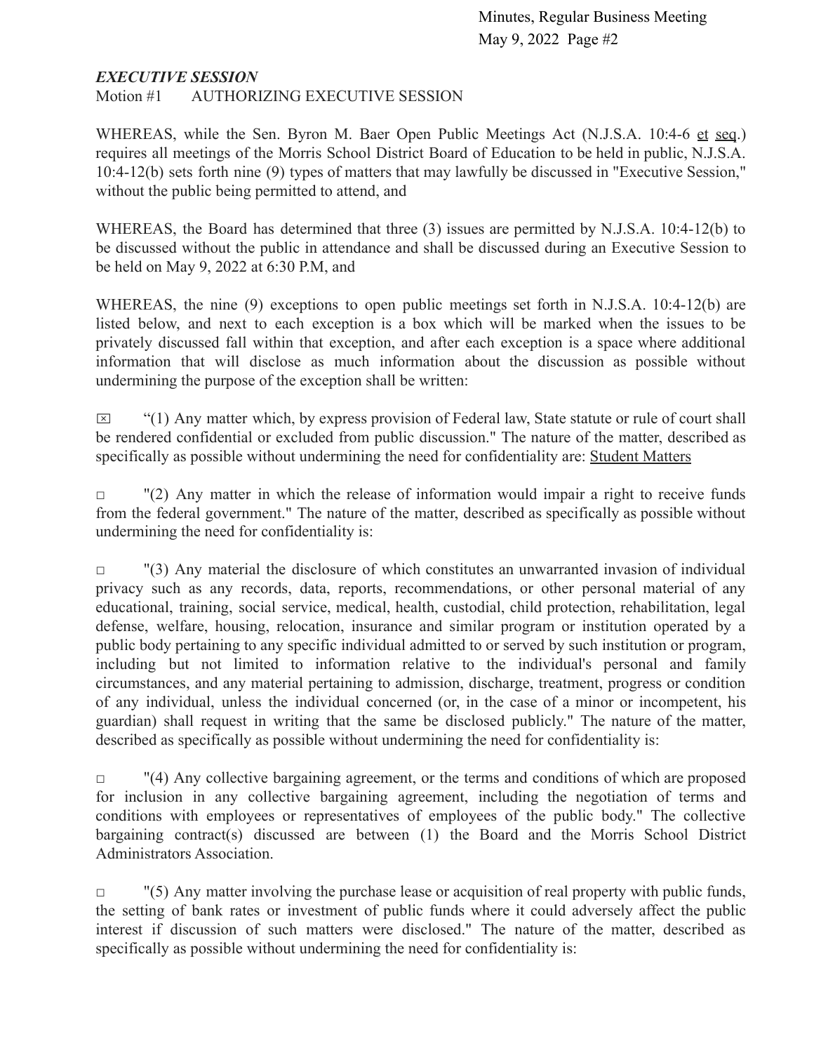***EXECUTIVE SESSION***

Motion #1 AUTHORIZING EXECUTIVE SESSION

WHEREAS, while the Sen. Byron M. Baer Open Public Meetings Act (N.J.S.A. 10:4-6 et seq.) requires all meetings of the Morris School District Board of Education to be held in public, N.J.S.A. 10:4-12(b) sets forth nine (9) types of matters that may lawfully be discussed in "Executive Session," without the public being permitted to attend, and

WHEREAS, the Board has determined that three (3) issues are permitted by N.J.S.A. 10:4-12(b) to be discussed without the public in attendance and shall be discussed during an Executive Session to be held on May 9, 2022 at 6:30 P.M, and

WHEREAS, the nine (9) exceptions to open public meetings set forth in N.J.S.A. 10:4-12(b) are listed below, and next to each exception is a box which will be marked when the issues to be privately discussed fall within that exception, and after each exception is a space where additional information that will disclose as much information about the discussion as possible without undermining the purpose of the exception shall be written:

☒ "(1) Any matter which, by express provision of Federal law, State statute or rule of court shall be rendered confidential or excluded from public discussion." The nature of the matter, described as specifically as possible without undermining the need for confidentiality are: Student Matters

☐ "(2) Any matter in which the release of information would impair a right to receive funds from the federal government." The nature of the matter, described as specifically as possible without undermining the need for confidentiality is:

☐ "(3) Any material the disclosure of which constitutes an unwarranted invasion of individual privacy such as any records, data, reports, recommendations, or other personal material of any educational, training, social service, medical, health, custodial, child protection, rehabilitation, legal defense, welfare, housing, relocation, insurance and similar program or institution operated by a public body pertaining to any specific individual admitted to or served by such institution or program, including but not limited to information relative to the individual's personal and family circumstances, and any material pertaining to admission, discharge, treatment, progress or condition of any individual, unless the individual concerned (or, in the case of a minor or incompetent, his guardian) shall request in writing that the same be disclosed publicly." The nature of the matter, described as specifically as possible without undermining the need for confidentiality is:

☐ "(4) Any collective bargaining agreement, or the terms and conditions of which are proposed for inclusion in any collective bargaining agreement, including the negotiation of terms and conditions with employees or representatives of employees of the public body." The collective bargaining contract(s) discussed are between (1) the Board and the Morris School District Administrators Association.

☐ "(5) Any matter involving the purchase lease or acquisition of real property with public funds, the setting of bank rates or investment of public funds where it could adversely affect the public interest if discussion of such matters were disclosed." The nature of the matter, described as specifically as possible without undermining the need for confidentiality is: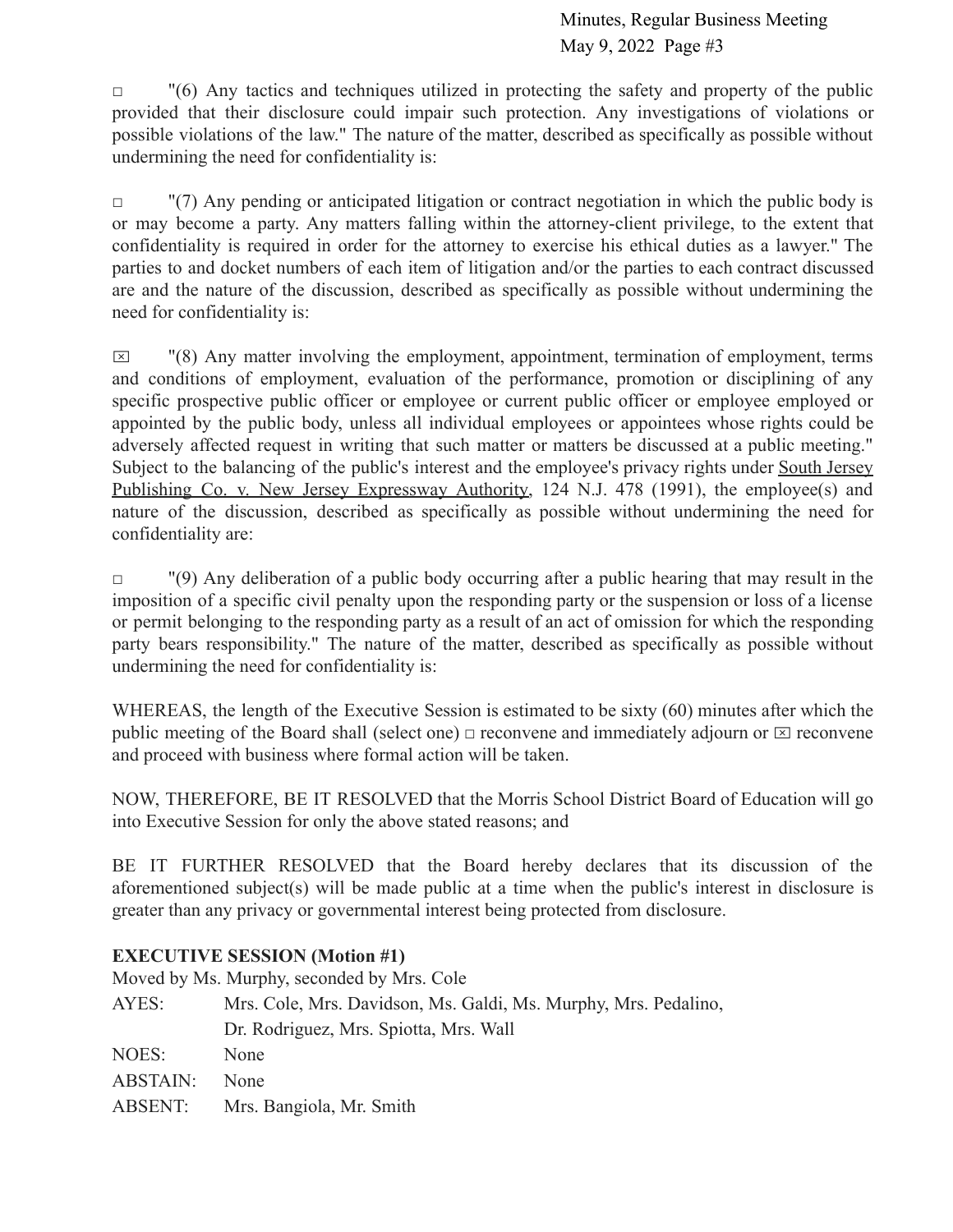☐ "(6) Any tactics and techniques utilized in protecting the safety and property of the public provided that their disclosure could impair such protection. Any investigations of violations or possible violations of the law." The nature of the matter, described as specifically as possible without undermining the need for confidentiality is:

☐ "(7) Any pending or anticipated litigation or contract negotiation in which the public body is or may become a party. Any matters falling within the attorney-client privilege, to the extent that confidentiality is required in order for the attorney to exercise his ethical duties as a lawyer." The parties to and docket numbers of each item of litigation and/or the parties to each contract discussed are and the nature of the discussion, described as specifically as possible without undermining the need for confidentiality is:

☒ "(8) Any matter involving the employment, appointment, termination of employment, terms and conditions of employment, evaluation of the performance, promotion or disciplining of any specific prospective public officer or employee or current public officer or employee employed or appointed by the public body, unless all individual employees or appointees whose rights could be adversely affected request in writing that such matter or matters be discussed at a public meeting." Subject to the balancing of the public's interest and the employee's privacy rights under South Jersey Publishing Co. v. New Jersey Expressway Authority, 124 N.J. 478 (1991), the employee(s) and nature of the discussion, described as specifically as possible without undermining the need for confidentiality are:

☐ "(9) Any deliberation of a public body occurring after a public hearing that may result in the imposition of a specific civil penalty upon the responding party or the suspension or loss of a license or permit belonging to the responding party as a result of an act of omission for which the responding party bears responsibility." The nature of the matter, described as specifically as possible without undermining the need for confidentiality is:

WHEREAS, the length of the Executive Session is estimated to be sixty (60) minutes after which the public meeting of the Board shall (select one) ☐ reconvene and immediately adjourn or ☒ reconvene and proceed with business where formal action will be taken.

NOW, THEREFORE, BE IT RESOLVED that the Morris School District Board of Education will go into Executive Session for only the above stated reasons; and

BE IT FURTHER RESOLVED that the Board hereby declares that its discussion of the aforementioned subject(s) will be made public at a time when the public's interest in disclosure is greater than any privacy or governmental interest being protected from disclosure.

**EXECUTIVE SESSION (Motion #1)**

Moved by Ms. Murphy, seconded by Mrs. Cole

AYES: Mrs. Cole, Mrs. Davidson, Ms. Galdi, Ms. Murphy, Mrs. Pedalino, Dr. Rodriguez, Mrs. Spiotta, Mrs. Wall

NOES: None

ABSTAIN: None

ABSENT: Mrs. Bangiola, Mr. Smith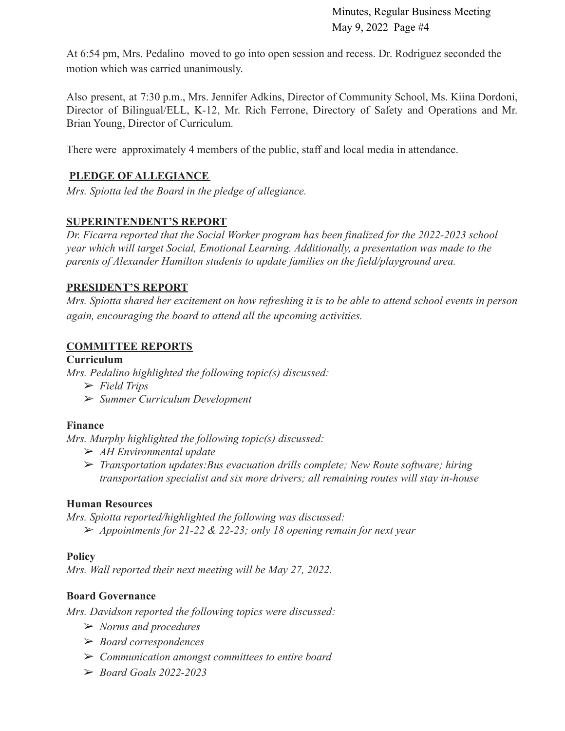At 6:54 pm, Mrs. Pedalino moved to go into open session and recess. Dr. Rodriguez seconded the motion which was carried unanimously.

Also present, at 7:30 p.m., Mrs. Jennifer Adkins, Director of Community School, Ms. Kiina Dordoni, Director of Bilingual/ELL, K-12, Mr. Rich Ferrone, Directory of Safety and Operations and Mr. Brian Young, Director of Curriculum.

There were approximately 4 members of the public, staff and local media in attendance.

## PLEDGE OF ALLEGIANCE

*Mrs. Spiotta led the Board in the pledge of allegiance.*

## SUPERINTENDENT'S REPORT

*Dr. Ficarra reported that the Social Worker program has been finalized for the 2022-2023 school year which will target Social, Emotional Learning. Additionally, a presentation was made to the parents of Alexander Hamilton students to update families on the field/playground area.*

## PRESIDENT'S REPORT

*Mrs. Spiotta shared her excitement on how refreshing it is to be able to attend school events in person again, encouraging the board to attend all the upcoming activities.*

## COMMITTEE REPORTS

### Curriculum

*Mrs. Pedalino highlighted the following topic(s) discussed:*

- ➢ *Field Trips*
- ➢ *Summer Curriculum Development*

### Finance

*Mrs. Murphy highlighted the following topic(s) discussed:*

- ➢ *AH Environmental update*
- ➢ *Transportation updates:Bus evacuation drills complete; New Route software; hiring transportation specialist and six more drivers; all remaining routes will stay in-house*

### Human Resources

*Mrs. Spiotta reported/highlighted the following was discussed:*

- ➢ *Appointments for 21-22 & 22-23; only 18 opening remain for next year*

### Policy

*Mrs. Wall reported their next meeting will be May 27, 2022.*

### Board Governance

*Mrs. Davidson reported the following topics were discussed:*

- ➢ *Norms and procedures*
- ➢ *Board correspondences*
- ➢ *Communication amongst committees to entire board*
- ➢ *Board Goals 2022-2023*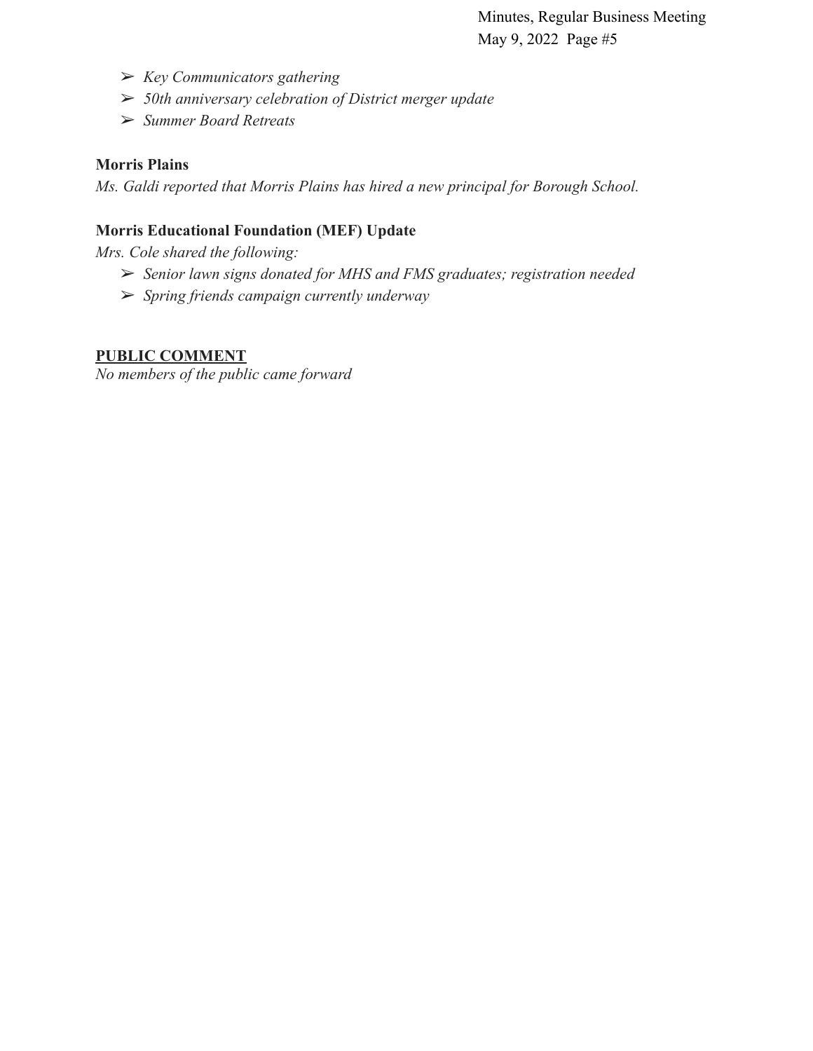- *Key Communicators gathering*
- *50th anniversary celebration of District merger update*
- *Summer Board Retreats*

**Morris Plains**

*Ms. Galdi reported that Morris Plains has hired a new principal for Borough School.*

**Morris Educational Foundation (MEF) Update**

*Mrs. Cole shared the following:*

- *Senior lawn signs donated for MHS and FMS graduates; registration needed*
- *Spring friends campaign currently underway*

## PUBLIC COMMENT

*No members of the public came forward*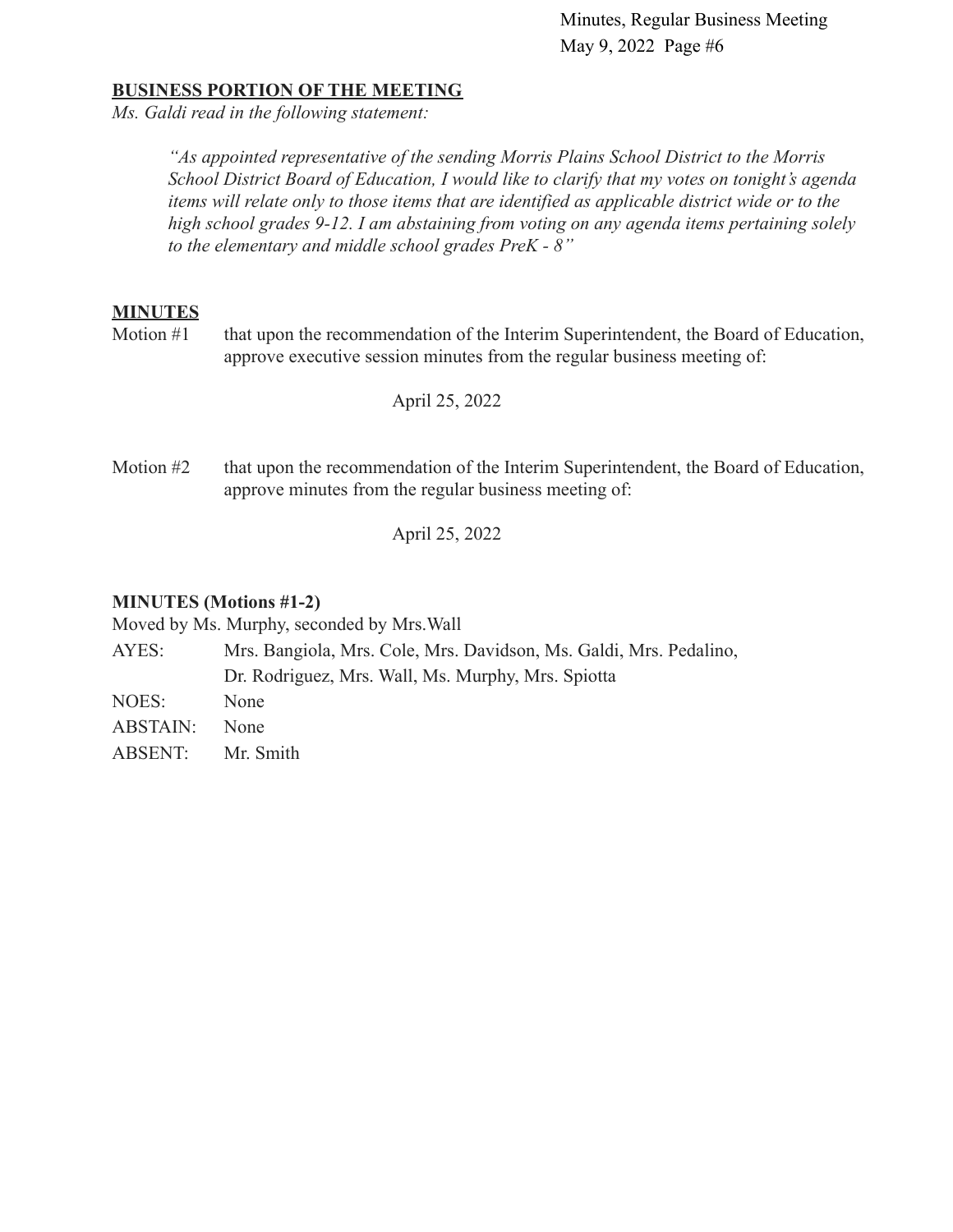## BUSINESS PORTION OF THE MEETING

*Ms. Galdi read in the following statement:*

> *"As appointed representative of the sending Morris Plains School District to the Morris School District Board of Education, I would like to clarify that my votes on tonight's agenda items will relate only to those items that are identified as applicable district wide or to the high school grades 9-12. I am abstaining from voting on any agenda items pertaining solely to the elementary and middle school grades PreK - 8"*

## MINUTES

Motion #1 that upon the recommendation of the Interim Superintendent, the Board of Education, approve executive session minutes from the regular business meeting of:

April 25, 2022

Motion #2 that upon the recommendation of the Interim Superintendent, the Board of Education, approve minutes from the regular business meeting of:

April 25, 2022

**MINUTES (Motions #1-2)**

Moved by Ms. Murphy, seconded by Mrs.Wall

AYES: Mrs. Bangiola, Mrs. Cole, Mrs. Davidson, Ms. Galdi, Mrs. Pedalino, Dr. Rodriguez, Mrs. Wall, Ms. Murphy, Mrs. Spiotta

NOES: None

ABSTAIN: None

ABSENT: Mr. Smith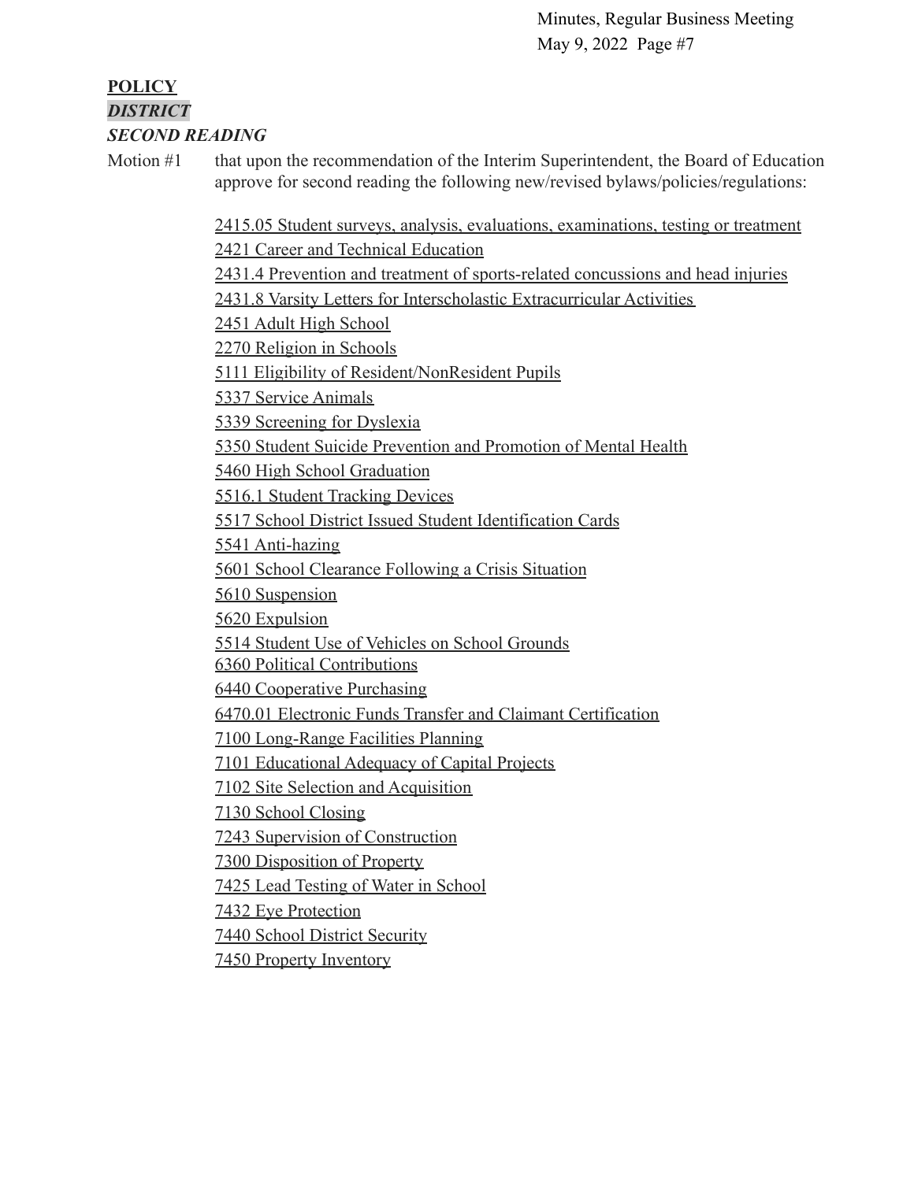**POLICY**

***DISTRICT***

***SECOND READING***

Motion #1 that upon the recommendation of the Interim Superintendent, the Board of Education approve for second reading the following new/revised bylaws/policies/regulations:

2415.05 Student surveys, analysis, evaluations, examinations, testing or treatment
2421 Career and Technical Education
2431.4 Prevention and treatment of sports-related concussions and head injuries
2431.8 Varsity Letters for Interscholastic Extracurricular Activities
2451 Adult High School
2270 Religion in Schools
5111 Eligibility of Resident/NonResident Pupils
5337 Service Animals
5339 Screening for Dyslexia
5350 Student Suicide Prevention and Promotion of Mental Health
5460 High School Graduation
5516.1 Student Tracking Devices
5517 School District Issued Student Identification Cards
5541 Anti-hazing
5601 School Clearance Following a Crisis Situation
5610 Suspension
5620 Expulsion
5514 Student Use of Vehicles on School Grounds
6360 Political Contributions
6440 Cooperative Purchasing
6470.01 Electronic Funds Transfer and Claimant Certification
7100 Long-Range Facilities Planning
7101 Educational Adequacy of Capital Projects
7102 Site Selection and Acquisition
7130 School Closing
7243 Supervision of Construction
7300 Disposition of Property
7425 Lead Testing of Water in School
7432 Eye Protection
7440 School District Security
7450 Property Inventory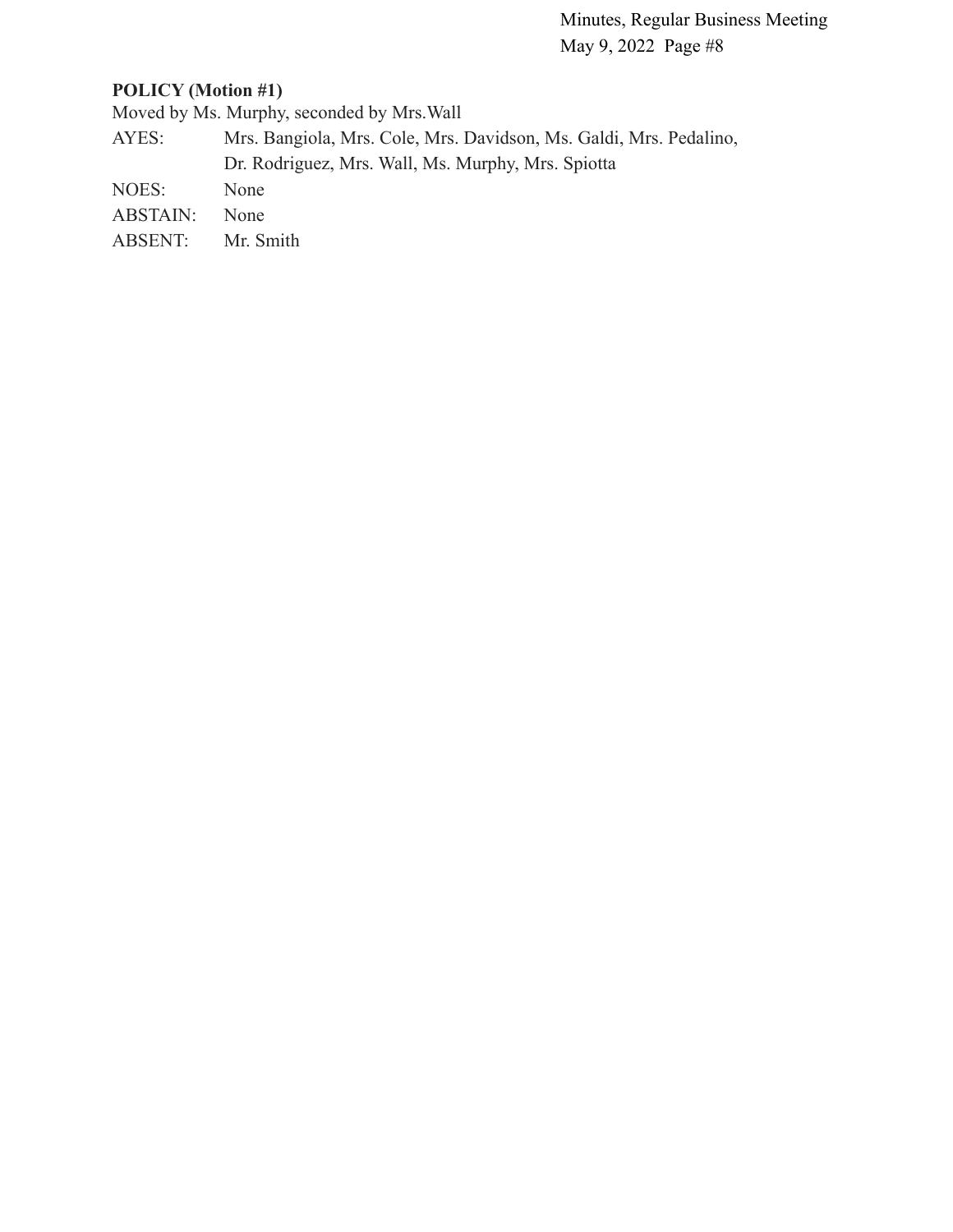**POLICY (Motion #1)**

Moved by Ms. Murphy, seconded by Mrs.Wall

AYES: Mrs. Bangiola, Mrs. Cole, Mrs. Davidson, Ms. Galdi, Mrs. Pedalino, Dr. Rodriguez, Mrs. Wall, Ms. Murphy, Mrs. Spiotta

NOES: None

ABSTAIN: None

ABSENT: Mr. Smith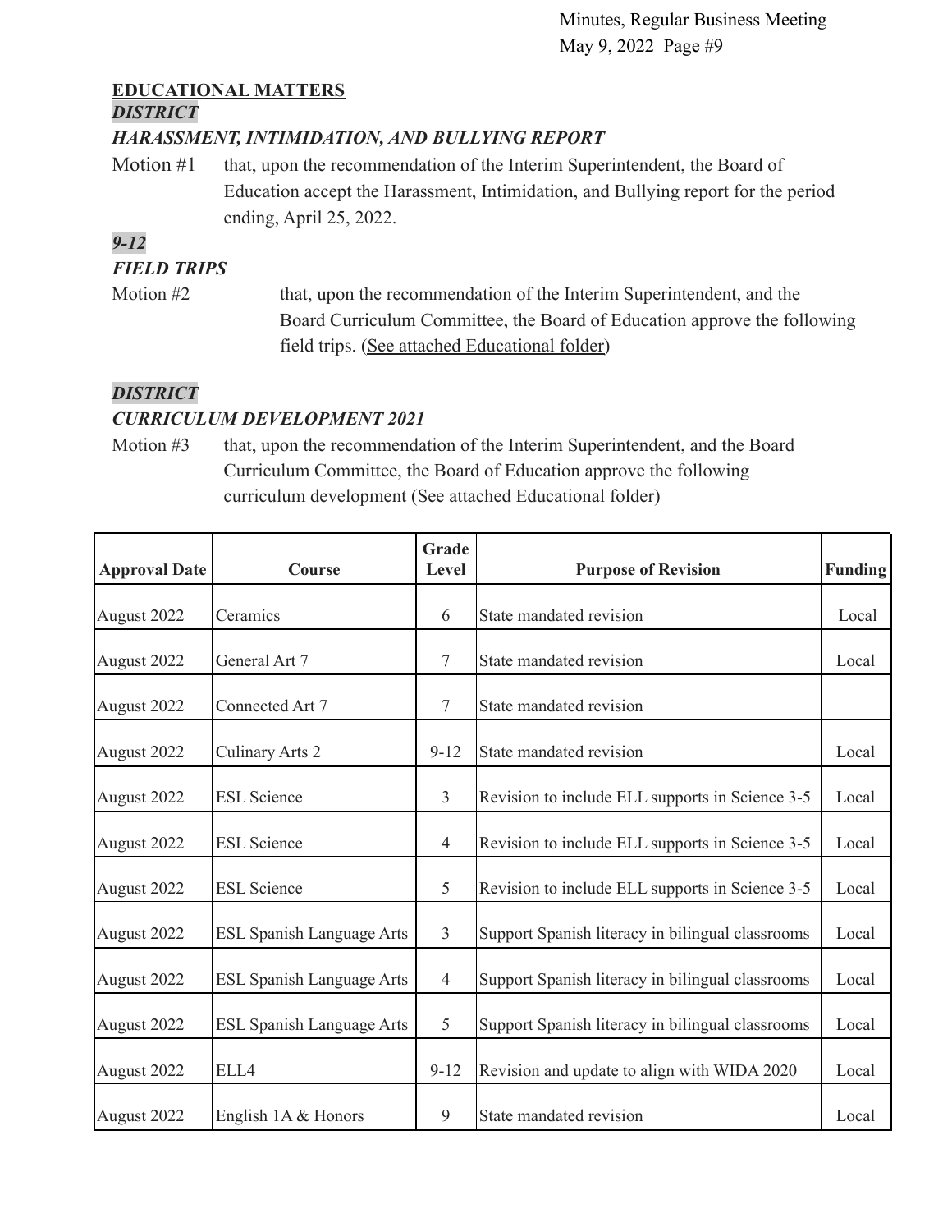## EDUCATIONAL MATTERS

***DISTRICT***

***HARASSMENT, INTIMIDATION, AND BULLYING REPORT***

Motion #1 that, upon the recommendation of the Interim Superintendent, the Board of Education accept the Harassment, Intimidation, and Bullying report for the period ending, April 25, 2022.

***9-12***

***FIELD TRIPS***

Motion #2 that, upon the recommendation of the Interim Superintendent, and the Board Curriculum Committee, the Board of Education approve the following field trips. (See attached Educational folder)

***DISTRICT***

***CURRICULUM DEVELOPMENT 2021***

Motion #3 that, upon the recommendation of the Interim Superintendent, and the Board Curriculum Committee, the Board of Education approve the following curriculum development (See attached Educational folder)

| Approval Date | Course | Grade Level | Purpose of Revision | Funding |
|---|---|---|---|---|
| August 2022 | Ceramics | 6 | State mandated revision | Local |
| August 2022 | General Art 7 | 7 | State mandated revision | Local |
| August 2022 | Connected Art 7 | 7 | State mandated revision | |
| August 2022 | Culinary Arts 2 | 9-12 | State mandated revision | Local |
| August 2022 | ESL Science | 3 | Revision to include ELL supports in Science 3-5 | Local |
| August 2022 | ESL Science | 4 | Revision to include ELL supports in Science 3-5 | Local |
| August 2022 | ESL Science | 5 | Revision to include ELL supports in Science 3-5 | Local |
| August 2022 | ESL Spanish Language Arts | 3 | Support Spanish literacy in bilingual classrooms | Local |
| August 2022 | ESL Spanish Language Arts | 4 | Support Spanish literacy in bilingual classrooms | Local |
| August 2022 | ESL Spanish Language Arts | 5 | Support Spanish literacy in bilingual classrooms | Local |
| August 2022 | ELL4 | 9-12 | Revision and update to align with WIDA 2020 | Local |
| August 2022 | English 1A & Honors | 9 | State mandated revision | Local |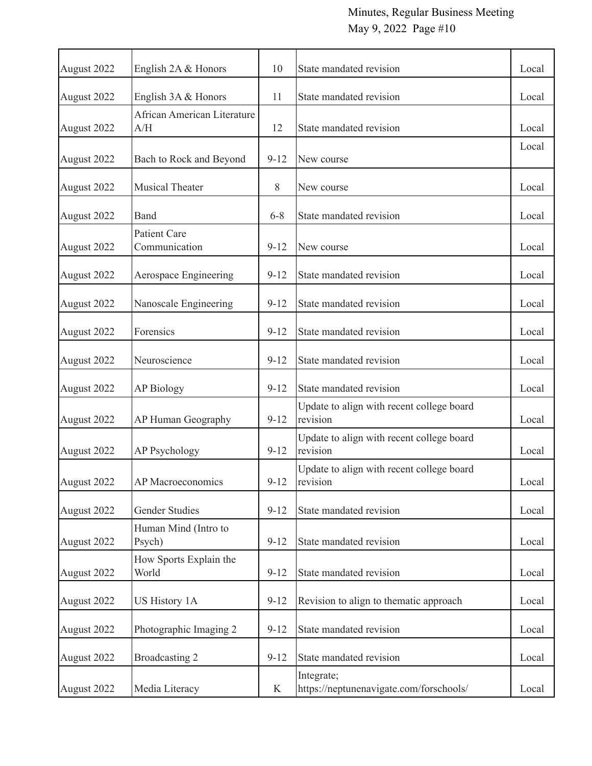| August 2022 | English 2A & Honors | 10 | State mandated revision | Local |
|---|---|---|---|---|
| August 2022 | English 3A & Honors | 11 | State mandated revision | Local |
| August 2022 | African American Literature A/H | 12 | State mandated revision | Local |
| August 2022 | Bach to Rock and Beyond | 9-12 | New course | Local |
| August 2022 | Musical Theater | 8 | New course | Local |
| August 2022 | Band | 6-8 | State mandated revision | Local |
| August 2022 | Patient Care Communication | 9-12 | New course | Local |
| August 2022 | Aerospace Engineering | 9-12 | State mandated revision | Local |
| August 2022 | Nanoscale Engineering | 9-12 | State mandated revision | Local |
| August 2022 | Forensics | 9-12 | State mandated revision | Local |
| August 2022 | Neuroscience | 9-12 | State mandated revision | Local |
| August 2022 | AP Biology | 9-12 | State mandated revision | Local |
| August 2022 | AP Human Geography | 9-12 | Update to align with recent college board revision | Local |
| August 2022 | AP Psychology | 9-12 | Update to align with recent college board revision | Local |
| August 2022 | AP Macroeconomics | 9-12 | Update to align with recent college board revision | Local |
| August 2022 | Gender Studies | 9-12 | State mandated revision | Local |
| August 2022 | Human Mind (Intro to Psych) | 9-12 | State mandated revision | Local |
| August 2022 | How Sports Explain the World | 9-12 | State mandated revision | Local |
| August 2022 | US History 1A | 9-12 | Revision to align to thematic approach | Local |
| August 2022 | Photographic Imaging 2 | 9-12 | State mandated revision | Local |
| August 2022 | Broadcasting 2 | 9-12 | State mandated revision | Local |
| August 2022 | Media Literacy | K | Integrate; https://neptunenavigate.com/forschools/ | Local |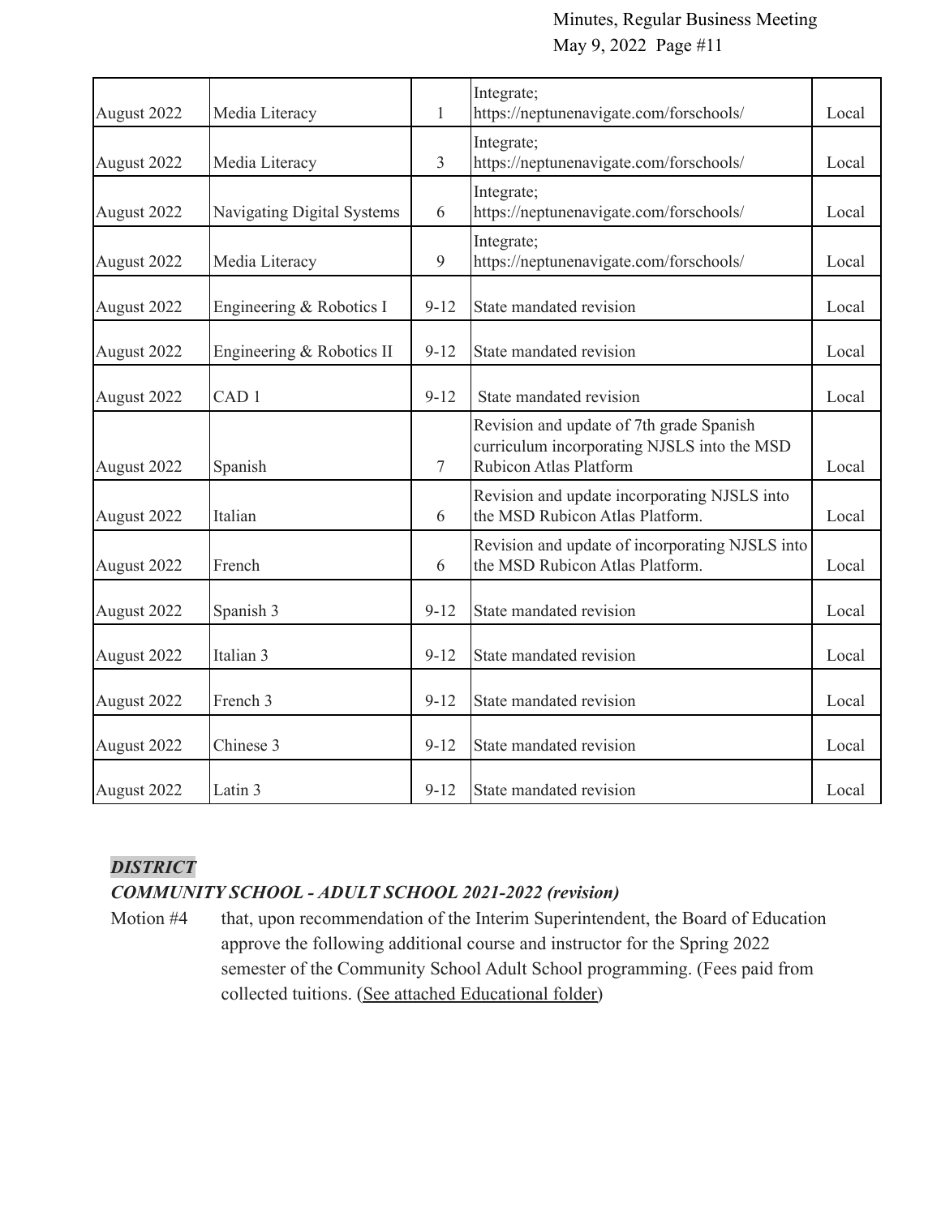| August 2022 | Media Literacy | 1 | Integrate; https://neptunenavigate.com/forschools/ | Local |
|---|---|---|---|---|
| August 2022 | Media Literacy | 3 | Integrate; https://neptunenavigate.com/forschools/ | Local |
| August 2022 | Navigating Digital Systems | 6 | Integrate; https://neptunenavigate.com/forschools/ | Local |
| August 2022 | Media Literacy | 9 | Integrate; https://neptunenavigate.com/forschools/ | Local |
| August 2022 | Engineering & Robotics I | 9-12 | State mandated revision | Local |
| August 2022 | Engineering & Robotics II | 9-12 | State mandated revision | Local |
| August 2022 | CAD 1 | 9-12 | State mandated revision | Local |
| August 2022 | Spanish | 7 | Revision and update of 7th grade Spanish curriculum incorporating NJSLS into the MSD Rubicon Atlas Platform | Local |
| August 2022 | Italian | 6 | Revision and update incorporating NJSLS into the MSD Rubicon Atlas Platform. | Local |
| August 2022 | French | 6 | Revision and update of incorporating NJSLS into the MSD Rubicon Atlas Platform. | Local |
| August 2022 | Spanish 3 | 9-12 | State mandated revision | Local |
| August 2022 | Italian 3 | 9-12 | State mandated revision | Local |
| August 2022 | French 3 | 9-12 | State mandated revision | Local |
| August 2022 | Chinese 3 | 9-12 | State mandated revision | Local |
| August 2022 | Latin 3 | 9-12 | State mandated revision | Local |

***DISTRICT***

***COMMUNITY SCHOOL - ADULT SCHOOL 2021-2022 (revision)***

Motion #4 that, upon recommendation of the Interim Superintendent, the Board of Education approve the following additional course and instructor for the Spring 2022 semester of the Community School Adult School programming. (Fees paid from collected tuitions. (See attached Educational folder)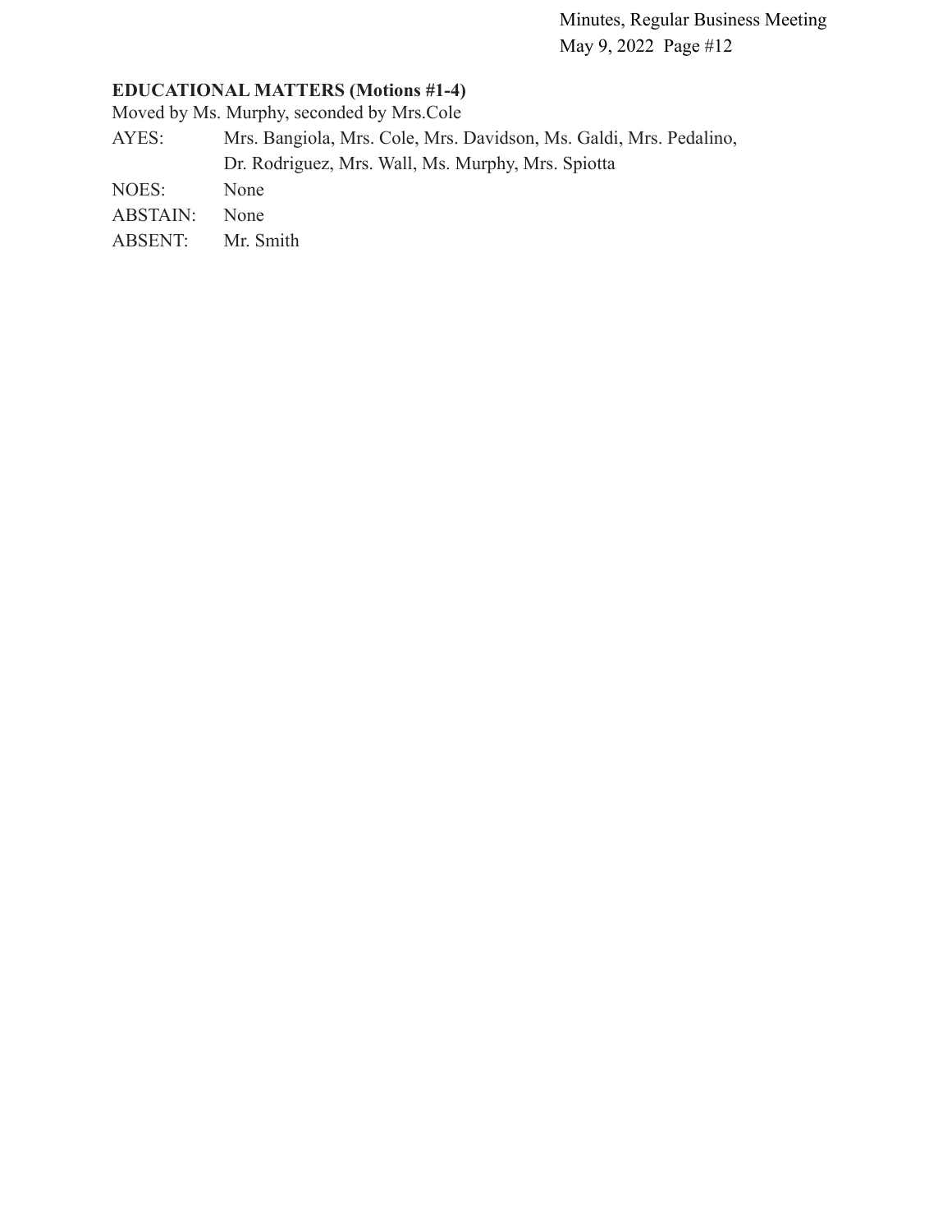**EDUCATIONAL MATTERS (Motions #1-4)**

Moved by Ms. Murphy, seconded by Mrs.Cole

| | |
|---|---|
| AYES: | Mrs. Bangiola, Mrs. Cole, Mrs. Davidson, Ms. Galdi, Mrs. Pedalino, Dr. Rodriguez, Mrs. Wall, Ms. Murphy, Mrs. Spiotta |
| NOES: | None |
| ABSTAIN: | None |
| ABSENT: | Mr. Smith |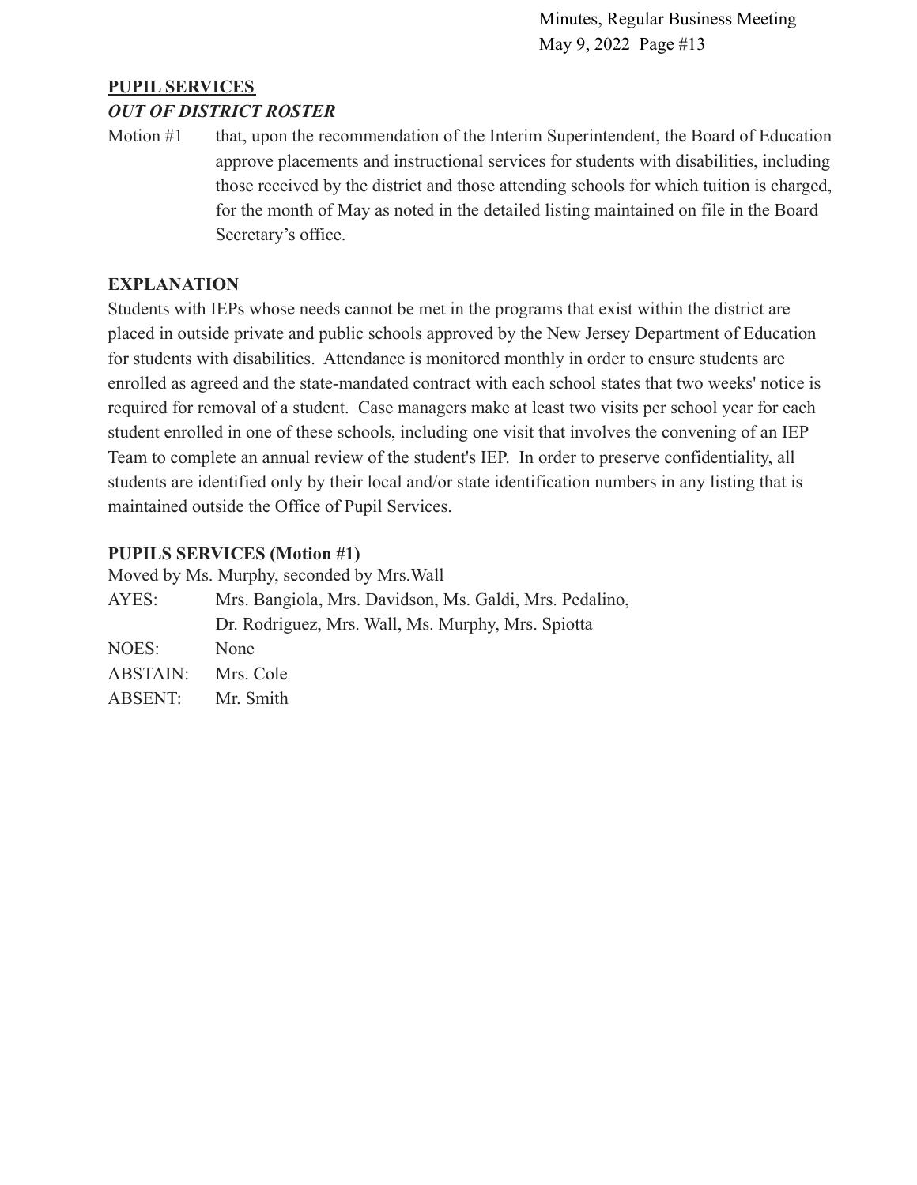## PUPIL SERVICES

### *OUT OF DISTRICT ROSTER*

Motion #1 that, upon the recommendation of the Interim Superintendent, the Board of Education approve placements and instructional services for students with disabilities, including those received by the district and those attending schools for which tuition is charged, for the month of May as noted in the detailed listing maintained on file in the Board Secretary's office.

**EXPLANATION**

Students with IEPs whose needs cannot be met in the programs that exist within the district are placed in outside private and public schools approved by the New Jersey Department of Education for students with disabilities. Attendance is monitored monthly in order to ensure students are enrolled as agreed and the state-mandated contract with each school states that two weeks' notice is required for removal of a student. Case managers make at least two visits per school year for each student enrolled in one of these schools, including one visit that involves the convening of an IEP Team to complete an annual review of the student's IEP. In order to preserve confidentiality, all students are identified only by their local and/or state identification numbers in any listing that is maintained outside the Office of Pupil Services.

**PUPILS SERVICES (Motion #1)**

Moved by Ms. Murphy, seconded by Mrs.Wall

AYES: Mrs. Bangiola, Mrs. Davidson, Ms. Galdi, Mrs. Pedalino, Dr. Rodriguez, Mrs. Wall, Ms. Murphy, Mrs. Spiotta

NOES: None

ABSTAIN: Mrs. Cole

ABSENT: Mr. Smith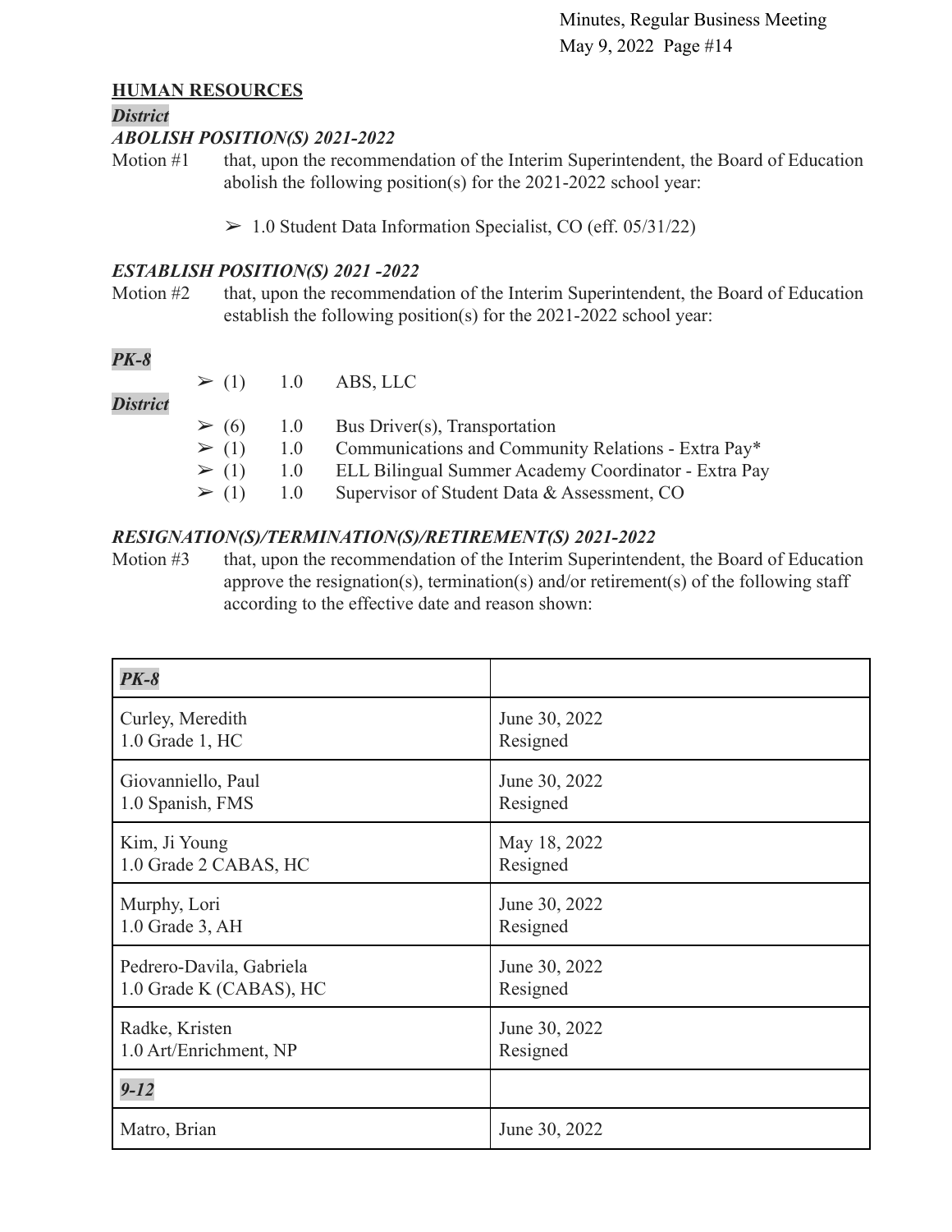## HUMAN RESOURCES

***District***

***ABOLISH POSITION(S) 2021-2022***

Motion #1 that, upon the recommendation of the Interim Superintendent, the Board of Education abolish the following position(s) for the 2021-2022 school year:

- ➢ 1.0 Student Data Information Specialist, CO (eff. 05/31/22)

***ESTABLISH POSITION(S) 2021 -2022***

Motion #2 that, upon the recommendation of the Interim Superintendent, the Board of Education establish the following position(s) for the 2021-2022 school year:

***PK-8***

- ➢ (1) 1.0 ABS, LLC

***District***

- ➢ (6) 1.0 Bus Driver(s), Transportation
- ➢ (1) 1.0 Communications and Community Relations - Extra Pay*
- ➢ (1) 1.0 ELL Bilingual Summer Academy Coordinator - Extra Pay
- ➢ (1) 1.0 Supervisor of Student Data & Assessment, CO

***RESIGNATION(S)/TERMINATION(S)/RETIREMENT(S) 2021-2022***

Motion #3 that, upon the recommendation of the Interim Superintendent, the Board of Education approve the resignation(s), termination(s) and/or retirement(s) of the following staff according to the effective date and reason shown:

| ***PK-8*** | |
|---|---|
| Curley, Meredith<br>1.0 Grade 1, HC | June 30, 2022<br>Resigned |
| Giovanniello, Paul<br>1.0 Spanish, FMS | June 30, 2022<br>Resigned |
| Kim, Ji Young<br>1.0 Grade 2 CABAS, HC | May 18, 2022<br>Resigned |
| Murphy, Lori<br>1.0 Grade 3, AH | June 30, 2022<br>Resigned |
| Pedrero-Davila, Gabriela<br>1.0 Grade K (CABAS), HC | June 30, 2022<br>Resigned |
| Radke, Kristen<br>1.0 Art/Enrichment, NP | June 30, 2022<br>Resigned |
| ***9-12*** | |
| Matro, Brian | June 30, 2022 |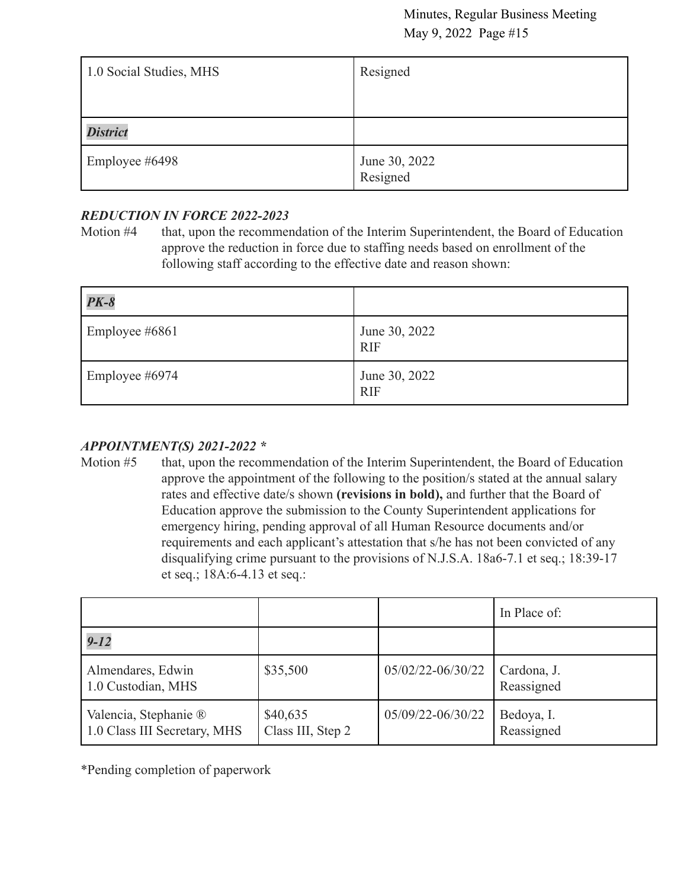| 1.0 Social Studies, MHS | Resigned |
|---|---|
| ***District*** | |
| Employee #6498 | June 30, 2022<br>Resigned |

***REDUCTION IN FORCE 2022-2023***

Motion #4 that, upon the recommendation of the Interim Superintendent, the Board of Education approve the reduction in force due to staffing needs based on enrollment of the following staff according to the effective date and reason shown:

| ***PK-8*** | |
|---|---|
| Employee #6861 | June 30, 2022<br>RIF |
| Employee #6974 | June 30, 2022<br>RIF |

***APPOINTMENT(S) 2021-2022 \****

Motion #5 that, upon the recommendation of the Interim Superintendent, the Board of Education approve the appointment of the following to the position/s stated at the annual salary rates and effective date/s shown **(revisions in bold),** and further that the Board of Education approve the submission to the County Superintendent applications for emergency hiring, pending approval of all Human Resource documents and/or requirements and each applicant's attestation that s/he has not been convicted of any disqualifying crime pursuant to the provisions of N.J.S.A. 18a6-7.1 et seq.; 18:39-17 et seq.; 18A:6-4.13 et seq.:

| | | | In Place of: |
|---|---|---|---|
| ***9-12*** | | | |
| Almendares, Edwin<br>1.0 Custodian, MHS | $35,500 | 05/02/22-06/30/22 | Cardona, J.<br>Reassigned |
| Valencia, Stephanie ®<br>1.0 Class III Secretary, MHS | $40,635<br>Class III, Step 2 | 05/09/22-06/30/22 | Bedoya, I.<br>Reassigned |

*Pending completion of paperwork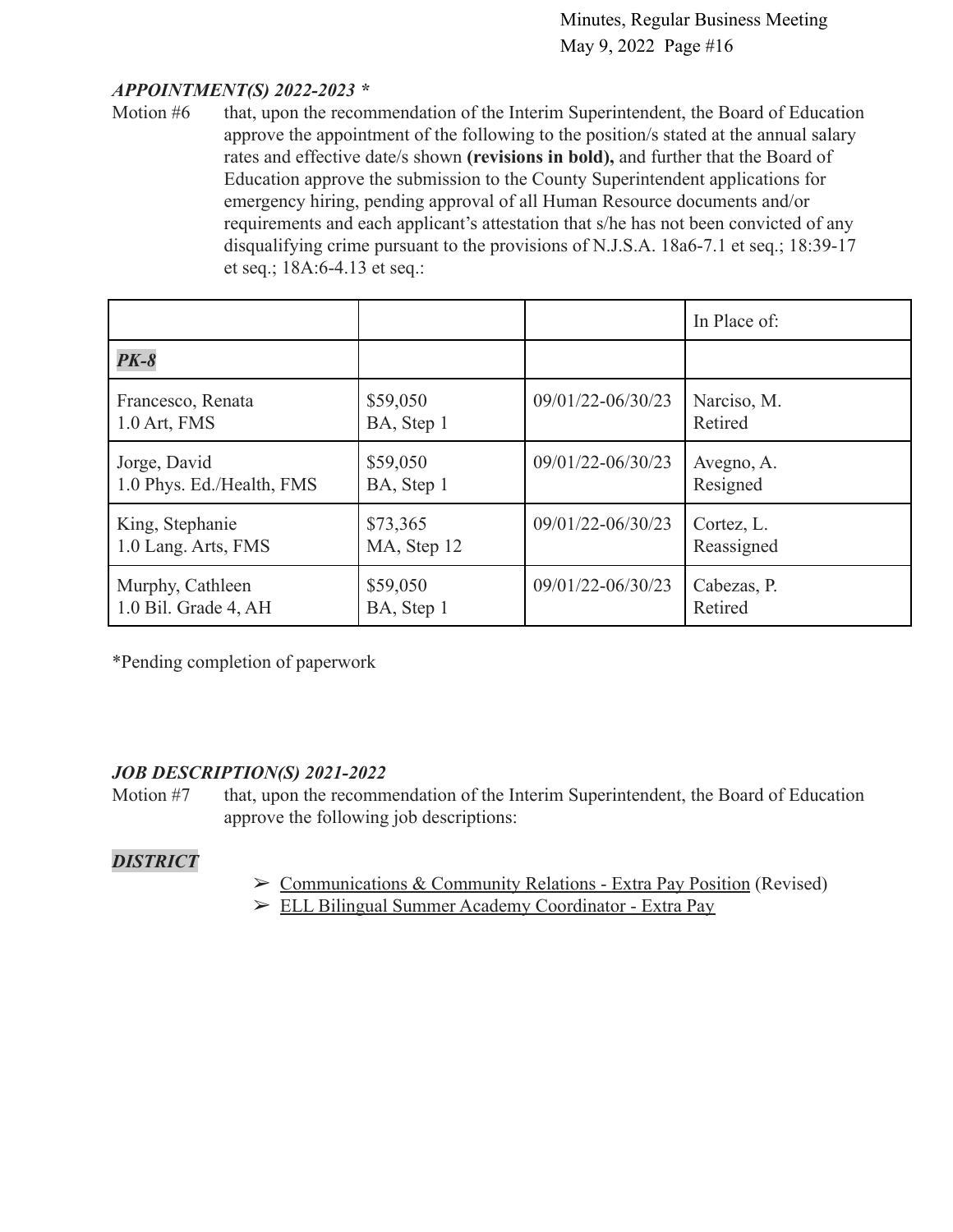***APPOINTMENT(S) 2022-2023 \****

Motion #6 that, upon the recommendation of the Interim Superintendent, the Board of Education approve the appointment of the following to the position/s stated at the annual salary rates and effective date/s shown **(revisions in bold),** and further that the Board of Education approve the submission to the County Superintendent applications for emergency hiring, pending approval of all Human Resource documents and/or requirements and each applicant's attestation that s/he has not been convicted of any disqualifying crime pursuant to the provisions of N.J.S.A. 18a6-7.1 et seq.; 18:39-17 et seq.; 18A:6-4.13 et seq.:

| | | | In Place of: |
|---|---|---|---|
| ***PK-8*** | | | |
| Francesco, Renata<br>1.0 Art, FMS | $59,050<br>BA, Step 1 | 09/01/22-06/30/23 | Narciso, M.<br>Retired |
| Jorge, David<br>1.0 Phys. Ed./Health, FMS | $59,050<br>BA, Step 1 | 09/01/22-06/30/23 | Avegno, A.<br>Resigned |
| King, Stephanie<br>1.0 Lang. Arts, FMS | $73,365<br>MA, Step 12 | 09/01/22-06/30/23 | Cortez, L.<br>Reassigned |
| Murphy, Cathleen<br>1.0 Bil. Grade 4, AH | $59,050<br>BA, Step 1 | 09/01/22-06/30/23 | Cabezas, P.<br>Retired |

*Pending completion of paperwork

***JOB DESCRIPTION(S) 2021-2022***

Motion #7 that, upon the recommendation of the Interim Superintendent, the Board of Education approve the following job descriptions:

***DISTRICT***

- Communications & Community Relations - Extra Pay Position (Revised)
- ELL Bilingual Summer Academy Coordinator - Extra Pay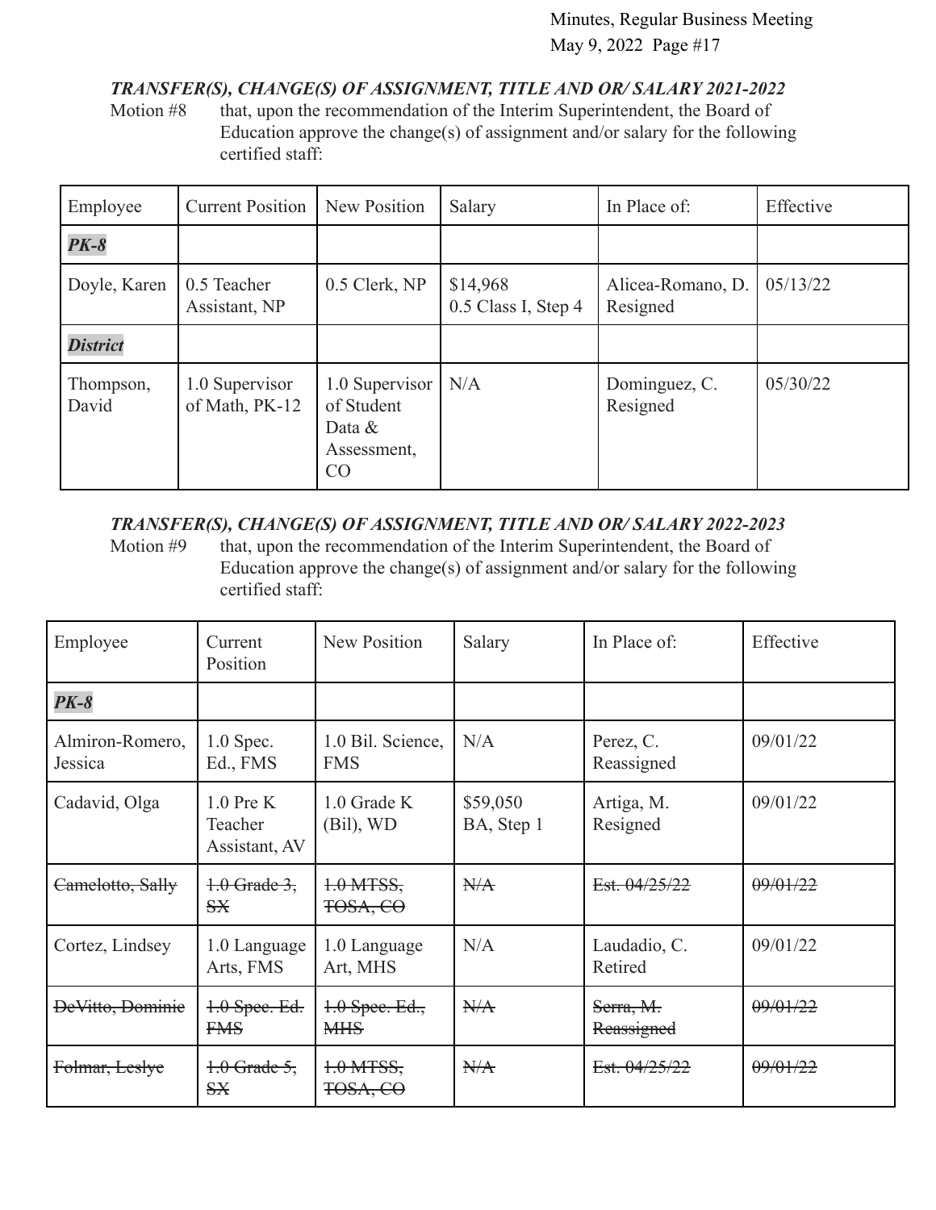***TRANSFER(S), CHANGE(S) OF ASSIGNMENT, TITLE AND OR/ SALARY 2021-2022***

Motion #8 that, upon the recommendation of the Interim Superintendent, the Board of Education approve the change(s) of assignment and/or salary for the following certified staff:

| Employee | Current Position | New Position | Salary | In Place of: | Effective |
|---|---|---|---|---|---|
| ***PK-8*** | | | | | |
| Doyle, Karen | 0.5 Teacher Assistant, NP | 0.5 Clerk, NP | $14,968 0.5 Class I, Step 4 | Alicea-Romano, D. Resigned | 05/13/22 |
| ***District*** | | | | | |
| Thompson, David | 1.0 Supervisor of Math, PK-12 | 1.0 Supervisor of Student Data & Assessment, CO | N/A | Dominguez, C. Resigned | 05/30/22 |

***TRANSFER(S), CHANGE(S) OF ASSIGNMENT, TITLE AND OR/ SALARY 2022-2023***

Motion #9 that, upon the recommendation of the Interim Superintendent, the Board of Education approve the change(s) of assignment and/or salary for the following certified staff:

| Employee | Current Position | New Position | Salary | In Place of: | Effective |
|---|---|---|---|---|---|
| ***PK-8*** | | | | | |
| Almiron-Romero, Jessica | 1.0 Spec. Ed., FMS | 1.0 Bil. Science, FMS | N/A | Perez, C. Reassigned | 09/01/22 |
| Cadavid, Olga | 1.0 Pre K Teacher Assistant, AV | 1.0 Grade K (Bil), WD | $59,050 BA, Step 1 | Artiga, M. Resigned | 09/01/22 |
| ~~Camelotto, Sally~~ | ~~1.0 Grade 3, SX~~ | ~~1.0 MTSS, TOSA, CO~~ | ~~N/A~~ | ~~Est. 04/25/22~~ | ~~09/01/22~~ |
| Cortez, Lindsey | 1.0 Language Arts, FMS | 1.0 Language Art, MHS | N/A | Laudadio, C. Retired | 09/01/22 |
| ~~DeVitto, Dominic~~ | ~~1.0 Spec. Ed. FMS~~ | ~~1.0 Spec. Ed., MHS~~ | ~~N/A~~ | ~~Serra, M. Reassigned~~ | ~~09/01/22~~ |
| ~~Folmar, Leslye~~ | ~~1.0 Grade 5, SX~~ | ~~1.0 MTSS, TOSA, CO~~ | ~~N/A~~ | ~~Est. 04/25/22~~ | ~~09/01/22~~ |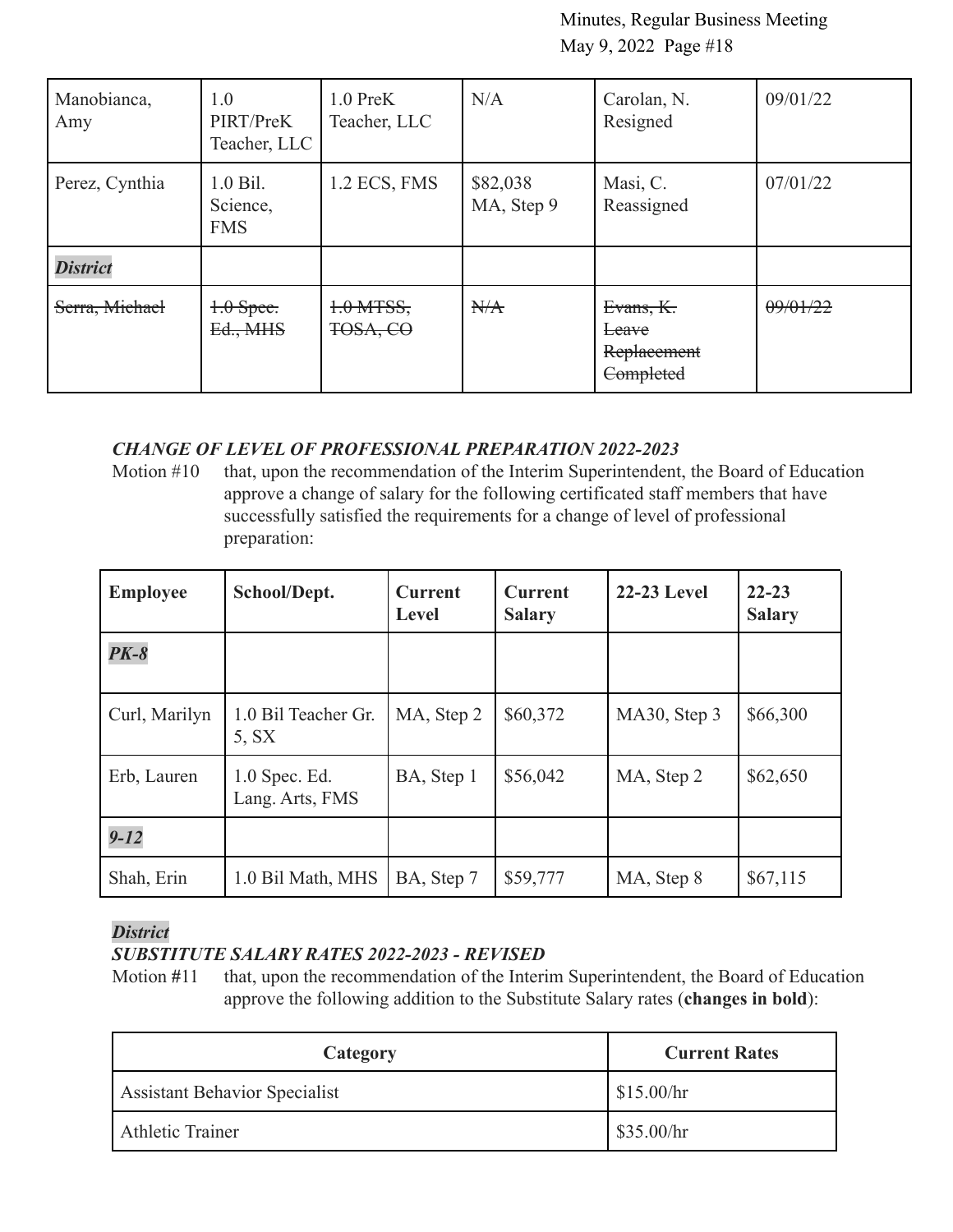| Manobianca, Amy | 1.0 PIRT/PreK Teacher, LLC | 1.0 PreK Teacher, LLC | N/A | Carolan, N. Resigned | 09/01/22 |
|---|---|---|---|---|---|
| Perez, Cynthia | 1.0 Bil. Science, FMS | 1.2 ECS, FMS | $82,038 MA, Step 9 | Masi, C. Reassigned | 07/01/22 |
| ***District*** | | | | | |
| ~~Serra, Michael~~ | ~~1.0 Spec. Ed., MHS~~ | ~~1.0 MTSS, TOSA, CO~~ | ~~N/A~~ | ~~Evans, K. Leave Replacement Completed~~ | ~~09/01/22~~ |

***CHANGE OF LEVEL OF PROFESSIONAL PREPARATION 2022-2023***

Motion #10 that, upon the recommendation of the Interim Superintendent, the Board of Education approve a change of salary for the following certificated staff members that have successfully satisfied the requirements for a change of level of professional preparation:

| Employee | School/Dept. | Current Level | Current Salary | 22-23 Level | 22-23 Salary |
|---|---|---|---|---|---|
| ***PK-8*** | | | | | |
| Curl, Marilyn | 1.0 Bil Teacher Gr. 5, SX | MA, Step 2 | $60,372 | MA30, Step 3 | $66,300 |
| Erb, Lauren | 1.0 Spec. Ed. Lang. Arts, FMS | BA, Step 1 | $56,042 | MA, Step 2 | $62,650 |
| ***9-12*** | | | | | |
| Shah, Erin | 1.0 Bil Math, MHS | BA, Step 7 | $59,777 | MA, Step 8 | $67,115 |

***District***

***SUBSTITUTE SALARY RATES 2022-2023 - REVISED***

Motion #11 that, upon the recommendation of the Interim Superintendent, the Board of Education approve the following addition to the Substitute Salary rates (**changes in bold**):

| Category | Current Rates |
|---|---|
| Assistant Behavior Specialist | $15.00/hr |
| Athletic Trainer | $35.00/hr |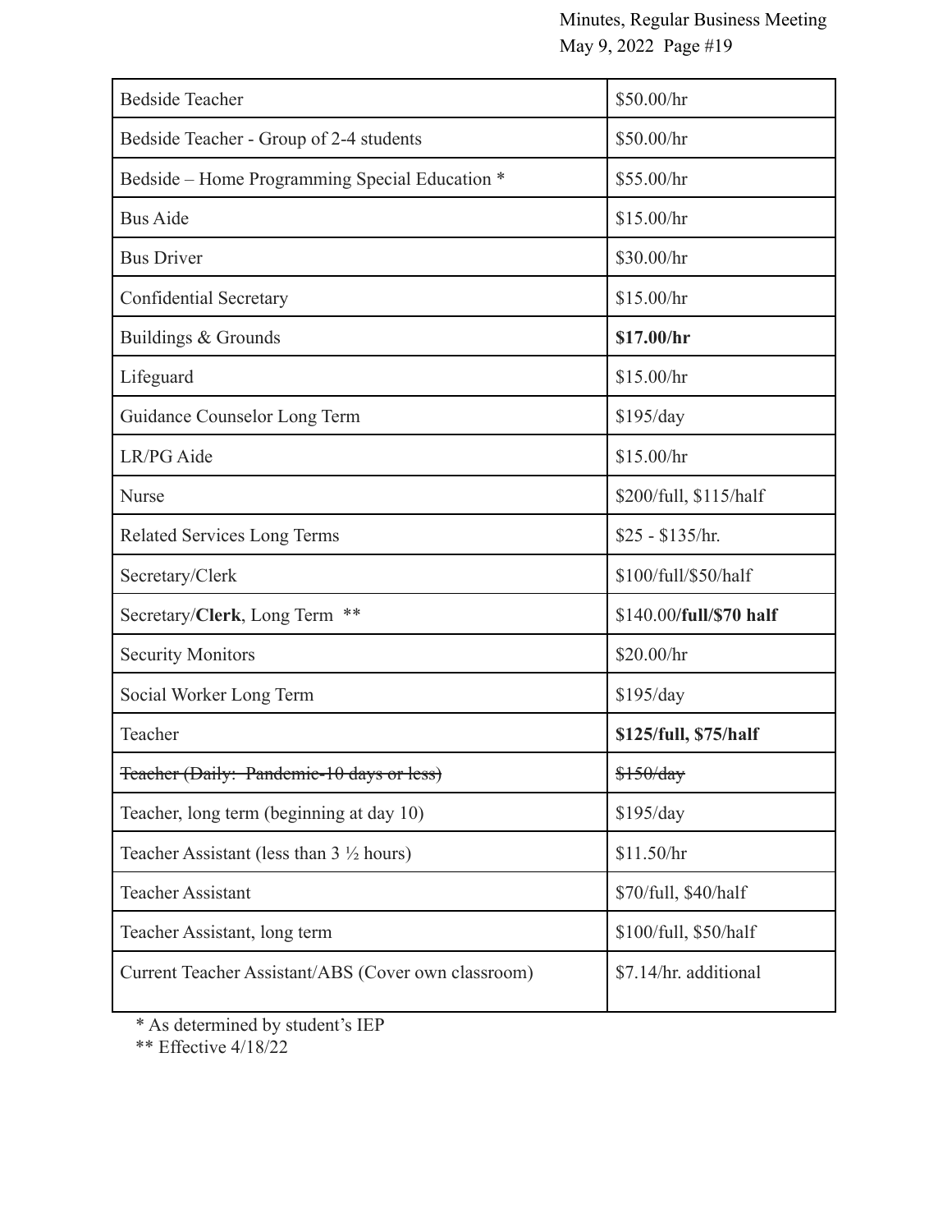| | |
|---|---|
| Bedside Teacher | $50.00/hr |
| Bedside Teacher - Group of 2-4 students | $50.00/hr |
| Bedside – Home Programming Special Education * | $55.00/hr |
| Bus Aide | $15.00/hr |
| Bus Driver | $30.00/hr |
| Confidential Secretary | $15.00/hr |
| Buildings & Grounds | **$17.00/hr** |
| Lifeguard | $15.00/hr |
| Guidance Counselor Long Term | $195/day |
| LR/PG Aide | $15.00/hr |
| Nurse | $200/full, $115/half |
| Related Services Long Terms | $25 - $135/hr. |
| Secretary/Clerk | $100/full/$50/half |
| Secretary/**Clerk**, Long Term ** | $140.00**/full/$70 half** |
| Security Monitors | $20.00/hr |
| Social Worker Long Term | $195/day |
| Teacher | **$125/full, $75/half** |
| ~~Teacher (Daily: Pandemic-10 days or less)~~ | ~~$150/day~~ |
| Teacher, long term (beginning at day 10) | $195/day |
| Teacher Assistant (less than 3 ½ hours) | $11.50/hr |
| Teacher Assistant | $70/full, $40/half |
| Teacher Assistant, long term | $100/full, $50/half |
| Current Teacher Assistant/ABS (Cover own classroom) | $7.14/hr. additional |

* As determined by student's IEP

** Effective 4/18/22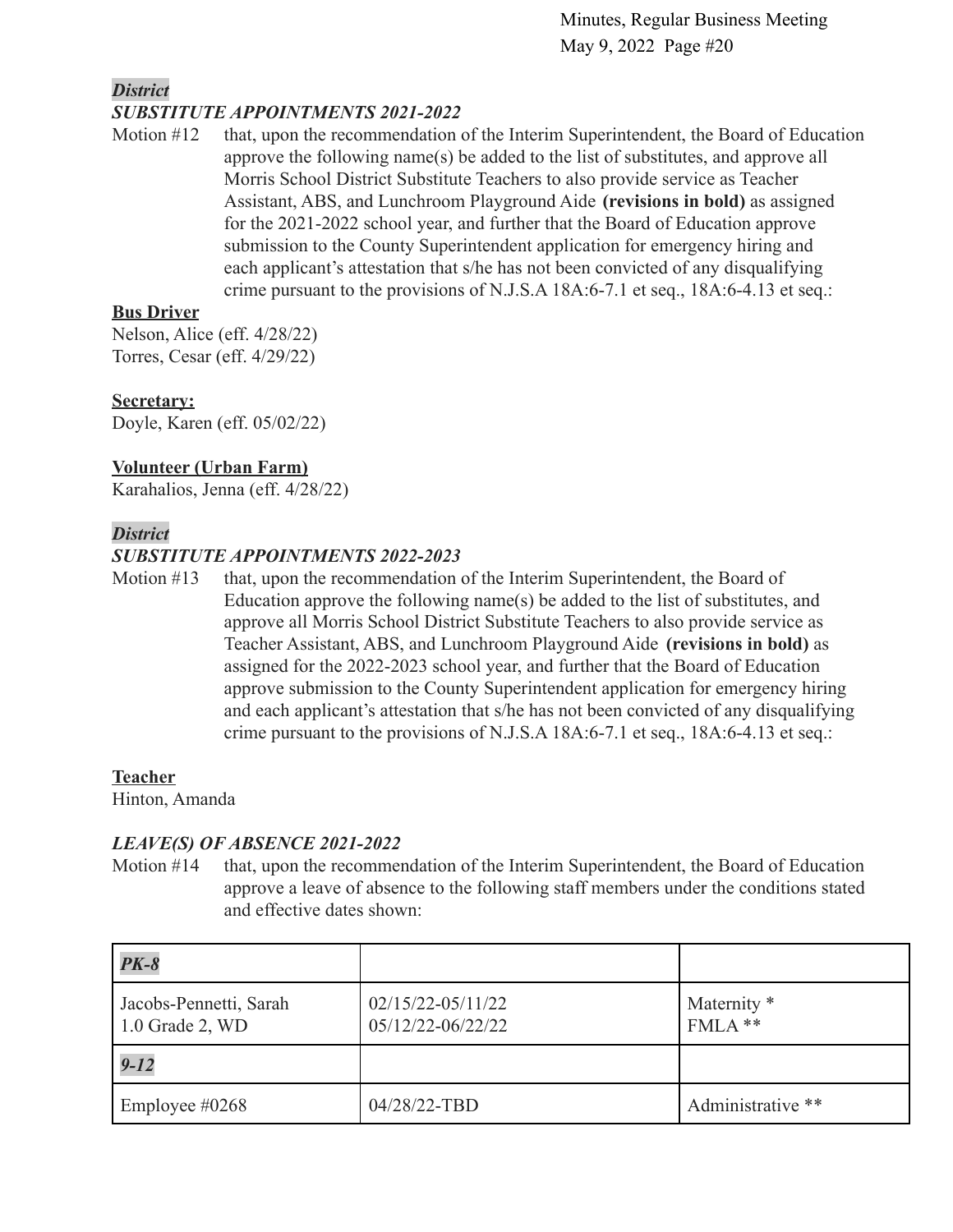***District***
***SUBSTITUTE APPOINTMENTS 2021-2022***

Motion #12 that, upon the recommendation of the Interim Superintendent, the Board of Education approve the following name(s) be added to the list of substitutes, and approve all Morris School District Substitute Teachers to also provide service as Teacher Assistant, ABS, and Lunchroom Playground Aide **(revisions in bold)** as assigned for the 2021-2022 school year, and further that the Board of Education approve submission to the County Superintendent application for emergency hiring and each applicant's attestation that s/he has not been convicted of any disqualifying crime pursuant to the provisions of N.J.S.A 18A:6-7.1 et seq., 18A:6-4.13 et seq.:

**Bus Driver**
Nelson, Alice (eff. 4/28/22)
Torres, Cesar (eff. 4/29/22)

**Secretary:**
Doyle, Karen (eff. 05/02/22)

**Volunteer (Urban Farm)**
Karahalios, Jenna (eff. 4/28/22)

***District***
***SUBSTITUTE APPOINTMENTS 2022-2023***

Motion #13 that, upon the recommendation of the Interim Superintendent, the Board of Education approve the following name(s) be added to the list of substitutes, and approve all Morris School District Substitute Teachers to also provide service as Teacher Assistant, ABS, and Lunchroom Playground Aide **(revisions in bold)** as assigned for the 2022-2023 school year, and further that the Board of Education approve submission to the County Superintendent application for emergency hiring and each applicant's attestation that s/he has not been convicted of any disqualifying crime pursuant to the provisions of N.J.S.A 18A:6-7.1 et seq., 18A:6-4.13 et seq.:

**Teacher**
Hinton, Amanda

***LEAVE(S) OF ABSENCE 2021-2022***

Motion #14 that, upon the recommendation of the Interim Superintendent, the Board of Education approve a leave of absence to the following staff members under the conditions stated and effective dates shown:

| ***PK-8*** | | |
|---|---|---|
| Jacobs-Pennetti, Sarah<br>1.0 Grade 2, WD | 02/15/22-05/11/22<br>05/12/22-06/22/22 | Maternity *<br>FMLA ** |
| ***9-12*** | | |
| Employee #0268 | 04/28/22-TBD | Administrative ** |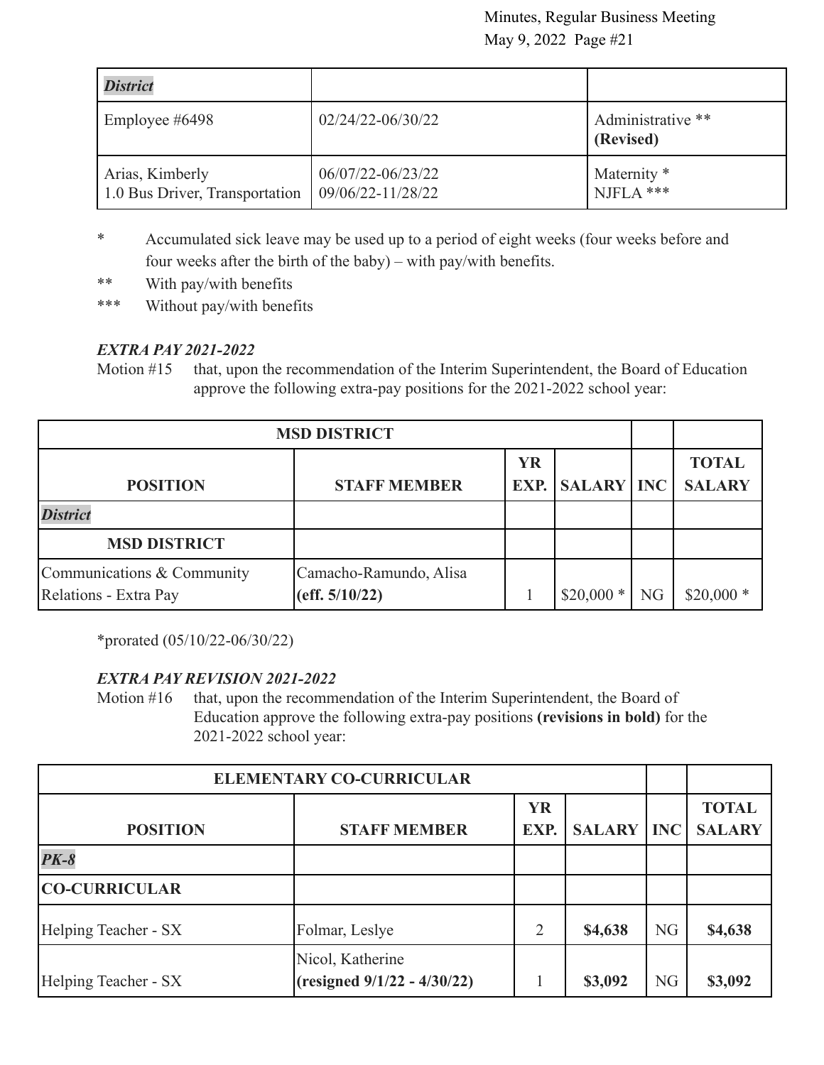| *District* | | |
|---|---|---|
| Employee #6498 | 02/24/22-06/30/22 | Administrative ** **(Revised)** |
| Arias, Kimberly<br>1.0 Bus Driver, Transportation | 06/07/22-06/23/22<br>09/06/22-11/28/22 | Maternity *<br>NJFLA *** |

\* Accumulated sick leave may be used up to a period of eight weeks (four weeks before and four weeks after the birth of the baby) – with pay/with benefits.

\** With pay/with benefits

\*** Without pay/with benefits

***EXTRA PAY 2021-2022***

Motion #15 that, upon the recommendation of the Interim Superintendent, the Board of Education approve the following extra-pay positions for the 2021-2022 school year:

| **MSD DISTRICT** | | | | | |
|---|---|---|---|---|---|
| **POSITION** | **STAFF MEMBER** | **YR EXP.** | **SALARY** | **INC** | **TOTAL SALARY** |
| ***District*** | | | | | |
| **MSD DISTRICT** | | | | | |
| Communications & Community Relations - Extra Pay | Camacho-Ramundo, Alisa **(eff. 5/10/22)** | 1 | $20,000 * | NG | $20,000 * |

*prorated (05/10/22-06/30/22)

***EXTRA PAY REVISION 2021-2022***

Motion #16 that, upon the recommendation of the Interim Superintendent, the Board of Education approve the following extra-pay positions **(revisions in bold)** for the 2021-2022 school year:

| **ELEMENTARY CO-CURRICULAR** | | | | | |
|---|---|---|---|---|---|
| **POSITION** | **STAFF MEMBER** | **YR EXP.** | **SALARY** | **INC** | **TOTAL SALARY** |
| ***PK-8*** | | | | | |
| **CO-CURRICULAR** | | | | | |
| Helping Teacher - SX | Folmar, Leslye | 2 | **$4,638** | NG | **$4,638** |
| Helping Teacher - SX | Nicol, Katherine **(resigned 9/1/22 - 4/30/22)** | 1 | **$3,092** | NG | **$3,092** |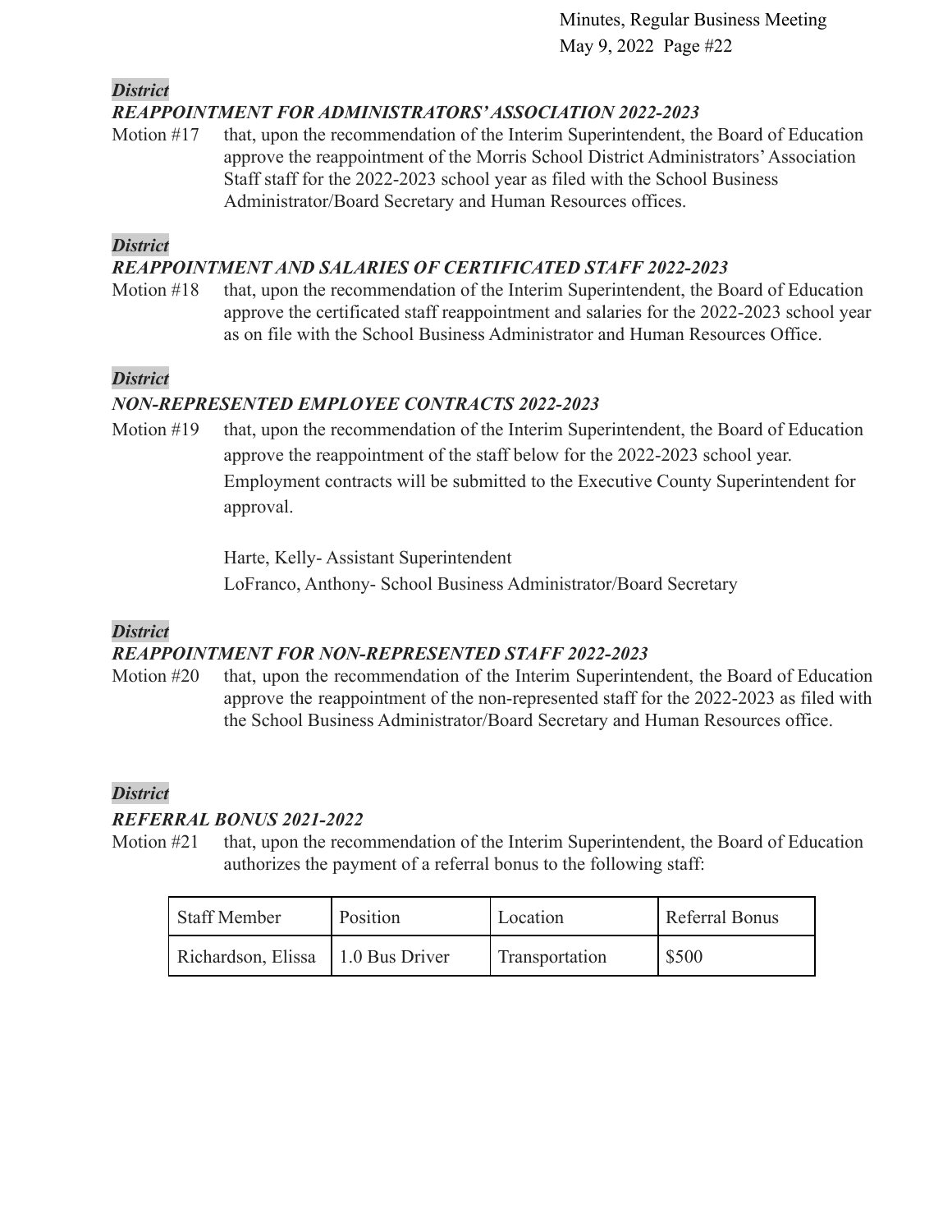***District***

***REAPPOINTMENT FOR ADMINISTRATORS' ASSOCIATION 2022-2023***

Motion #17 that, upon the recommendation of the Interim Superintendent, the Board of Education approve the reappointment of the Morris School District Administrators' Association Staff staff for the 2022-2023 school year as filed with the School Business Administrator/Board Secretary and Human Resources offices.

***District***

***REAPPOINTMENT AND SALARIES OF CERTIFICATED STAFF 2022-2023***

Motion #18 that, upon the recommendation of the Interim Superintendent, the Board of Education approve the certificated staff reappointment and salaries for the 2022-2023 school year as on file with the School Business Administrator and Human Resources Office.

***District***

***NON-REPRESENTED EMPLOYEE CONTRACTS 2022-2023***

Motion #19 that, upon the recommendation of the Interim Superintendent, the Board of Education approve the reappointment of the staff below for the 2022-2023 school year. Employment contracts will be submitted to the Executive County Superintendent for approval.

Harte, Kelly- Assistant Superintendent

LoFranco, Anthony- School Business Administrator/Board Secretary

***District***

***REAPPOINTMENT FOR NON-REPRESENTED STAFF 2022-2023***

Motion #20 that, upon the recommendation of the Interim Superintendent, the Board of Education approve the reappointment of the non-represented staff for the 2022-2023 as filed with the School Business Administrator/Board Secretary and Human Resources office.

***District***

***REFERRAL BONUS 2021-2022***

Motion #21 that, upon the recommendation of the Interim Superintendent, the Board of Education authorizes the payment of a referral bonus to the following staff:

| Staff Member | Position | Location | Referral Bonus |
|---|---|---|---|
| Richardson, Elissa | 1.0 Bus Driver | Transportation | $500 |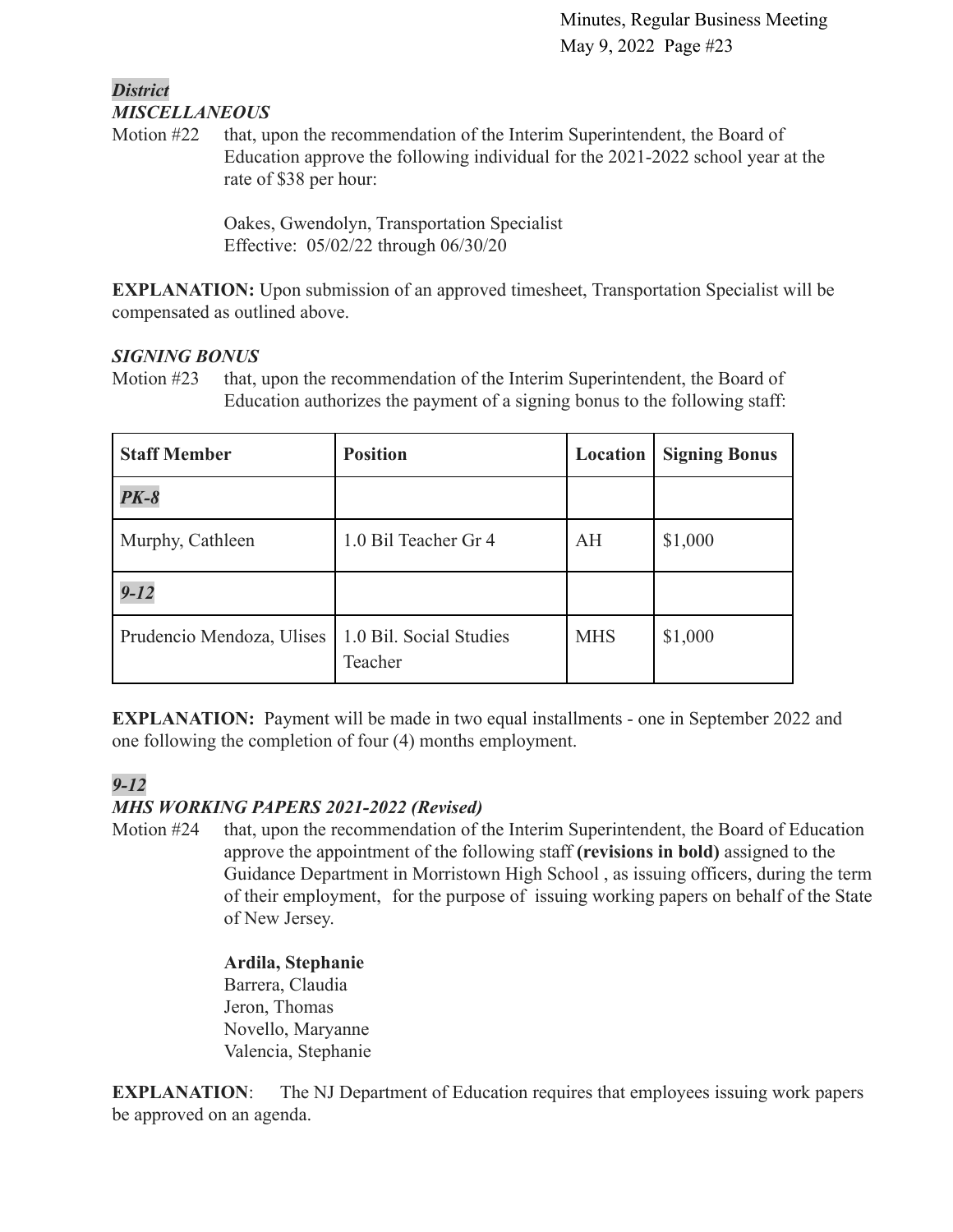***District***
***MISCELLANEOUS***

Motion #22 that, upon the recommendation of the Interim Superintendent, the Board of Education approve the following individual for the 2021-2022 school year at the rate of $38 per hour:

Oakes, Gwendolyn, Transportation Specialist
Effective: 05/02/22 through 06/30/20

**EXPLANATION:** Upon submission of an approved timesheet, Transportation Specialist will be compensated as outlined above.

***SIGNING BONUS***

Motion #23 that, upon the recommendation of the Interim Superintendent, the Board of Education authorizes the payment of a signing bonus to the following staff:

| Staff Member | Position | Location | Signing Bonus |
|---|---|---|---|
| ***PK-8*** | | | |
| Murphy, Cathleen | 1.0 Bil Teacher Gr 4 | AH | $1,000 |
| ***9-12*** | | | |
| Prudencio Mendoza, Ulises | 1.0 Bil. Social Studies Teacher | MHS | $1,000 |

**EXPLANATION:** Payment will be made in two equal installments - one in September 2022 and one following the completion of four (4) months employment.

***9-12***
***MHS WORKING PAPERS 2021-2022 (Revised)***

Motion #24 that, upon the recommendation of the Interim Superintendent, the Board of Education approve the appointment of the following staff **(revisions in bold)** assigned to the Guidance Department in Morristown High School , as issuing officers, during the term of their employment, for the purpose of issuing working papers on behalf of the State of New Jersey.

**Ardila, Stephanie**
Barrera, Claudia
Jeron, Thomas
Novello, Maryanne
Valencia, Stephanie

**EXPLANATION**: The NJ Department of Education requires that employees issuing work papers be approved on an agenda.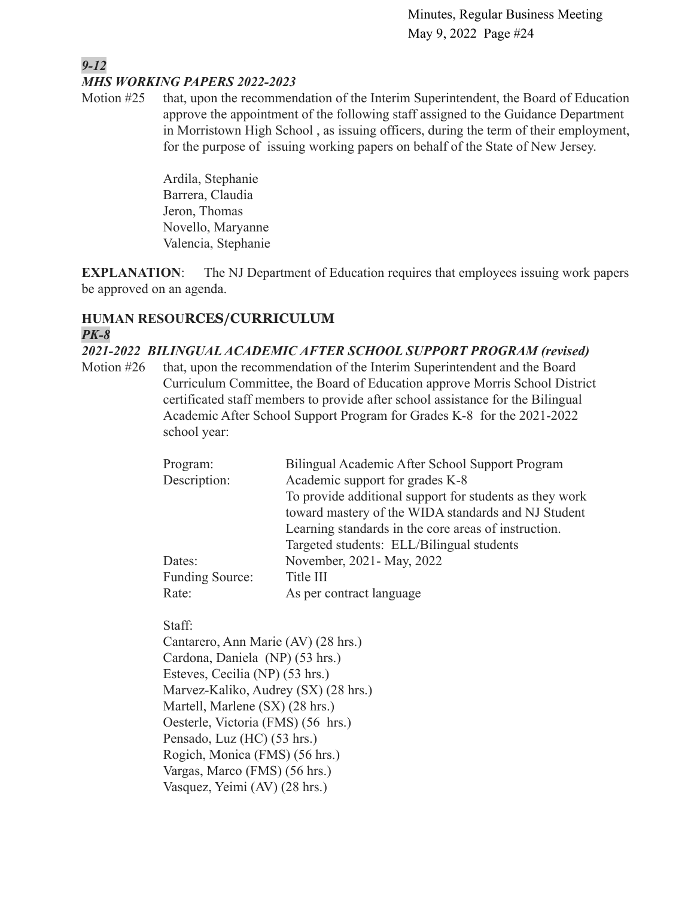***9-12***

***MHS WORKING PAPERS 2022-2023***

Motion #25 that, upon the recommendation of the Interim Superintendent, the Board of Education approve the appointment of the following staff assigned to the Guidance Department in Morristown High School , as issuing officers, during the term of their employment, for the purpose of issuing working papers on behalf of the State of New Jersey.

Ardila, Stephanie
Barrera, Claudia
Jeron, Thomas
Novello, Maryanne
Valencia, Stephanie

**EXPLANATION**: The NJ Department of Education requires that employees issuing work papers be approved on an agenda.

## HUMAN RESOURCES/CURRICULUM

***PK-8***

***2021-2022 BILINGUAL ACADEMIC AFTER SCHOOL SUPPORT PROGRAM (revised)***

Motion #26 that, upon the recommendation of the Interim Superintendent and the Board Curriculum Committee, the Board of Education approve Morris School District certificated staff members to provide after school assistance for the Bilingual Academic After School Support Program for Grades K-8 for the 2021-2022 school year:

| | |
|---|---|
| Program: | Bilingual Academic After School Support Program |
| Description: | Academic support for grades K-8<br>To provide additional support for students as they work toward mastery of the WIDA standards and NJ Student Learning standards in the core areas of instruction.<br>Targeted students: ELL/Bilingual students |
| Dates: | November, 2021- May, 2022 |
| Funding Source: | Title III |
| Rate: | As per contract language |

Staff:
Cantarero, Ann Marie (AV) (28 hrs.)
Cardona, Daniela (NP) (53 hrs.)
Esteves, Cecilia (NP) (53 hrs.)
Marvez-Kaliko, Audrey (SX) (28 hrs.)
Martell, Marlene (SX) (28 hrs.)
Oesterle, Victoria (FMS) (56 hrs.)
Pensado, Luz (HC) (53 hrs.)
Rogich, Monica (FMS) (56 hrs.)
Vargas, Marco (FMS) (56 hrs.)
Vasquez, Yeimi (AV) (28 hrs.)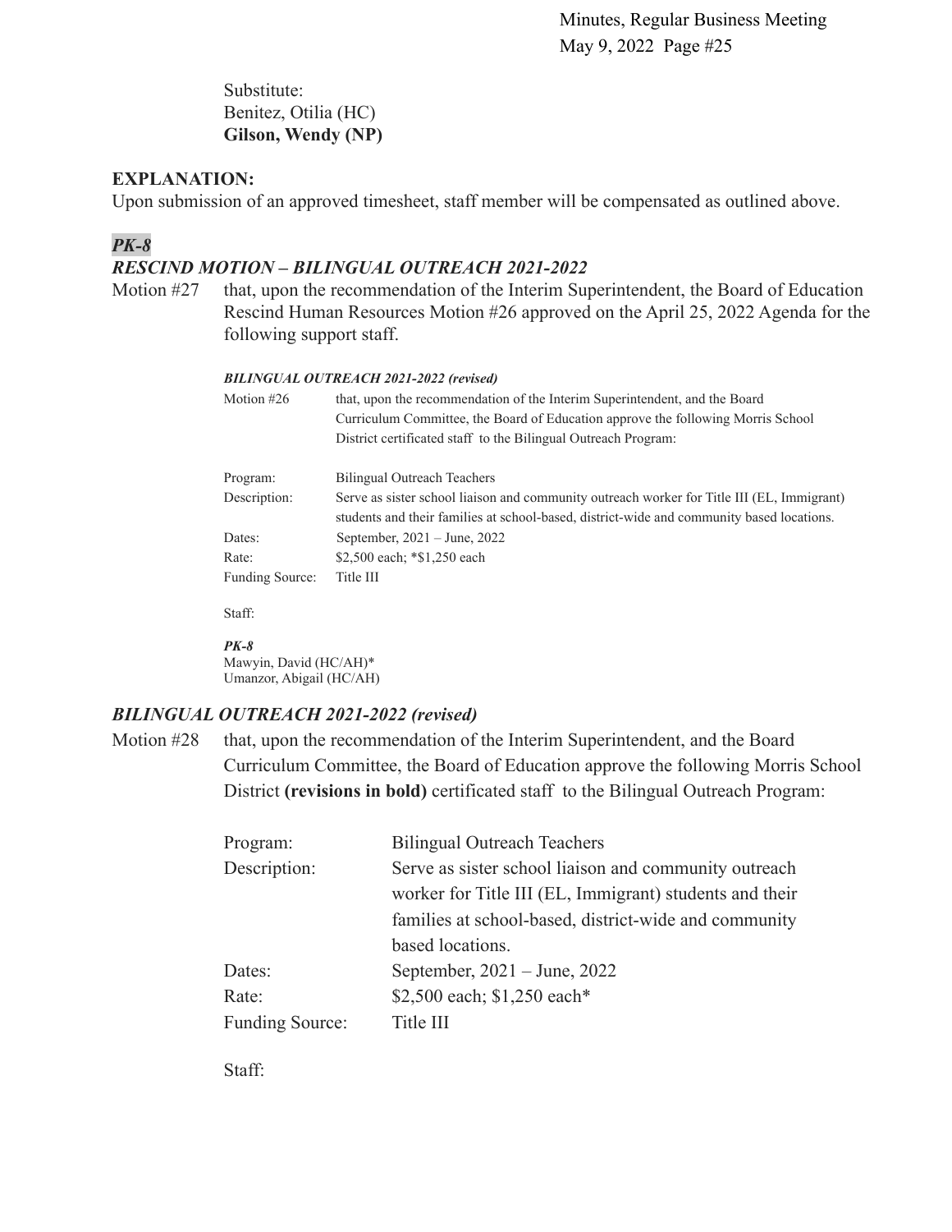Substitute:
Benitez, Otilia (HC)
**Gilson, Wendy (NP)**

**EXPLANATION:**
Upon submission of an approved timesheet, staff member will be compensated as outlined above.

***PK-8***

***RESCIND MOTION – BILINGUAL OUTREACH 2021-2022***

Motion #27 that, upon the recommendation of the Interim Superintendent, the Board of Education Rescind Human Resources Motion #26 approved on the April 25, 2022 Agenda for the following support staff.

> ***BILINGUAL OUTREACH 2021-2022 (revised)***
>
> Motion #26 that, upon the recommendation of the Interim Superintendent, and the Board Curriculum Committee, the Board of Education approve the following Morris School District certificated staff to the Bilingual Outreach Program:
>
> Program: Bilingual Outreach Teachers
> Description: Serve as sister school liaison and community outreach worker for Title III (EL, Immigrant) students and their families at school-based, district-wide and community based locations.
> Dates: September, 2021 – June, 2022
> Rate: $2,500 each; *$1,250 each
> Funding Source: Title III
>
> Staff:
>
> ***PK-8***
> Mawyin, David (HC/AH)*
> Umanzor, Abigail (HC/AH)

***BILINGUAL OUTREACH 2021-2022 (revised)***

Motion #28 that, upon the recommendation of the Interim Superintendent, and the Board Curriculum Committee, the Board of Education approve the following Morris School District **(revisions in bold)** certificated staff to the Bilingual Outreach Program:

Program: Bilingual Outreach Teachers
Description: Serve as sister school liaison and community outreach worker for Title III (EL, Immigrant) students and their families at school-based, district-wide and community based locations.
Dates: September, 2021 – June, 2022
Rate: $2,500 each; $1,250 each*
Funding Source: Title III

Staff: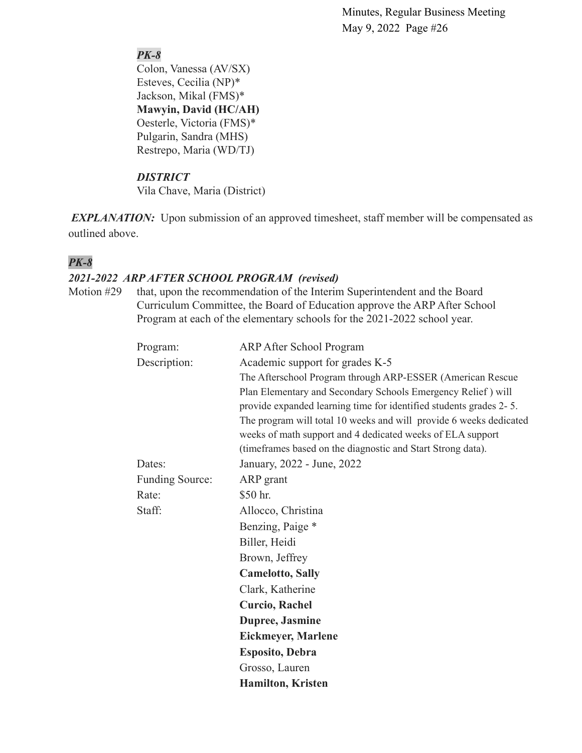***PK-8***

Colon, Vanessa (AV/SX)
Esteves, Cecilia (NP)*
Jackson, Mikal (FMS)*
**Mawyin, David (HC/AH)**
Oesterle, Victoria (FMS)*
Pulgarin, Sandra (MHS)
Restrepo, Maria (WD/TJ)

***DISTRICT***

Vila Chave, Maria (District)

***EXPLANATION:*** Upon submission of an approved timesheet, staff member will be compensated as outlined above.

***PK-8***

***2021-2022 ARP AFTER SCHOOL PROGRAM (revised)***

Motion #29 that, upon the recommendation of the Interim Superintendent and the Board Curriculum Committee, the Board of Education approve the ARP After School Program at each of the elementary schools for the 2021-2022 school year.

| | |
|---|---|
| Program: | ARP After School Program |
| Description: | Academic support for grades K-5<br>The Afterschool Program through ARP-ESSER (American Rescue Plan Elementary and Secondary Schools Emergency Relief ) will provide expanded learning time for identified students grades 2- 5. The program will total 10 weeks and will provide 6 weeks dedicated weeks of math support and 4 dedicated weeks of ELA support (timeframes based on the diagnostic and Start Strong data). |
| Dates: | January, 2022 - June, 2022 |
| Funding Source: | ARP grant |
| Rate: | $50 hr. |
| Staff: | Allocco, Christina |
| | Benzing, Paige * |
| | Biller, Heidi |
| | Brown, Jeffrey |
| | **Camelotto, Sally** |
| | Clark, Katherine |
| | **Curcio, Rachel** |
| | **Dupree, Jasmine** |
| | **Eickmeyer, Marlene** |
| | **Esposito, Debra** |
| | Grosso, Lauren |
| | **Hamilton, Kristen** |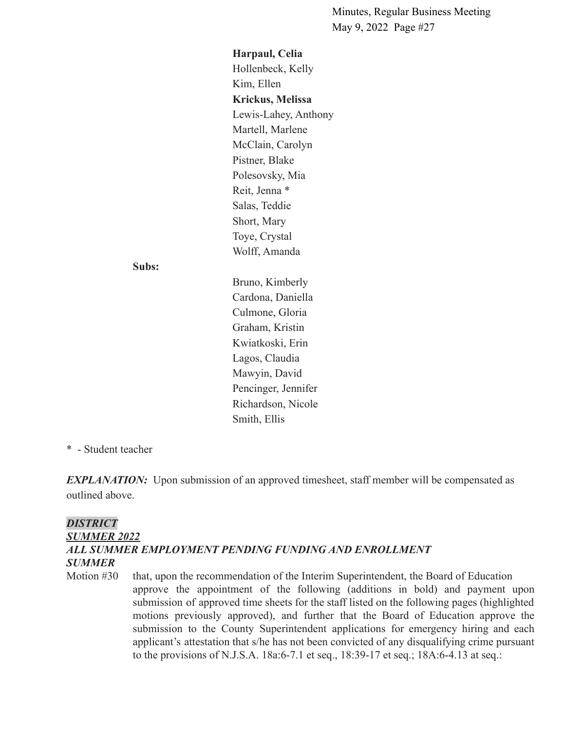**Harpaul, Celia**
Hollenbeck, Kelly
Kim, Ellen
**Krickus, Melissa**
Lewis-Lahey, Anthony
Martell, Marlene
McClain, Carolyn
Pistner, Blake
Polesovsky, Mia
Reit, Jenna *
Salas, Teddie
Short, Mary
Toye, Crystal
Wolff, Amanda

**Subs:**

Bruno, Kimberly
Cardona, Daniella
Culmone, Gloria
Graham, Kristin
Kwiatkoski, Erin
Lagos, Claudia
Mawyin, David
Pencinger, Jennifer
Richardson, Nicole
Smith, Ellis

* - Student teacher

***EXPLANATION:*** Upon submission of an approved timesheet, staff member will be compensated as outlined above.

***DISTRICT***
***SUMMER 2022***
***ALL SUMMER EMPLOYMENT PENDING FUNDING AND ENROLLMENT***
***SUMMER***

Motion #30 that, upon the recommendation of the Interim Superintendent, the Board of Education approve the appointment of the following (additions in bold) and payment upon submission of approved time sheets for the staff listed on the following pages (highlighted motions previously approved), and further that the Board of Education approve the submission to the County Superintendent applications for emergency hiring and each applicant's attestation that s/he has not been convicted of any disqualifying crime pursuant to the provisions of N.J.S.A. 18a:6-7.1 et seq., 18:39-17 et seq.; 18A:6-4.13 at seq.: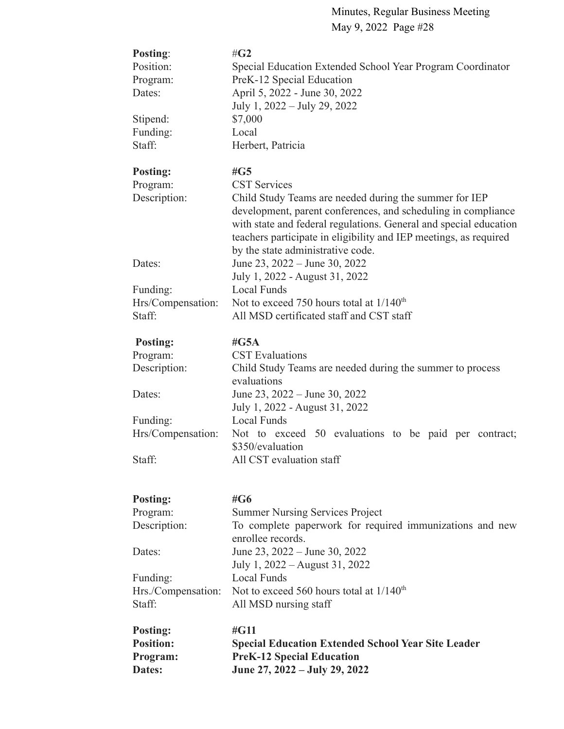**Posting**: #**G2**
Position: Special Education Extended School Year Program Coordinator
Program: PreK-12 Special Education
Dates: April 5, 2022 - June 30, 2022
July 1, 2022 – July 29, 2022
Stipend: $7,000
Funding: Local
Staff: Herbert, Patricia

**Posting:** **#G5**
Program: CST Services
Description: Child Study Teams are needed during the summer for IEP development, parent conferences, and scheduling in compliance with state and federal regulations. General and special education teachers participate in eligibility and IEP meetings, as required by the state administrative code.
Dates: June 23, 2022 – June 30, 2022
July 1, 2022 - August 31, 2022
Funding: Local Funds
Hrs/Compensation: Not to exceed 750 hours total at 1/140th
Staff: All MSD certificated staff and CST staff

**Posting:** **#G5A**
Program: CST Evaluations
Description: Child Study Teams are needed during the summer to process evaluations
Dates: June 23, 2022 – June 30, 2022
July 1, 2022 - August 31, 2022
Funding: Local Funds
Hrs/Compensation: Not to exceed 50 evaluations to be paid per contract; $350/evaluation
Staff: All CST evaluation staff

**Posting:** **#G6**
Program: Summer Nursing Services Project
Description: To complete paperwork for required immunizations and new enrollee records.
Dates: June 23, 2022 – June 30, 2022
July 1, 2022 – August 31, 2022
Funding: Local Funds
Hrs./Compensation: Not to exceed 560 hours total at 1/140th
Staff: All MSD nursing staff

**Posting:** **#G11**
**Position:** **Special Education Extended School Year Site Leader**
**Program:** **PreK-12 Special Education**
**Dates:** **June 27, 2022 – July 29, 2022**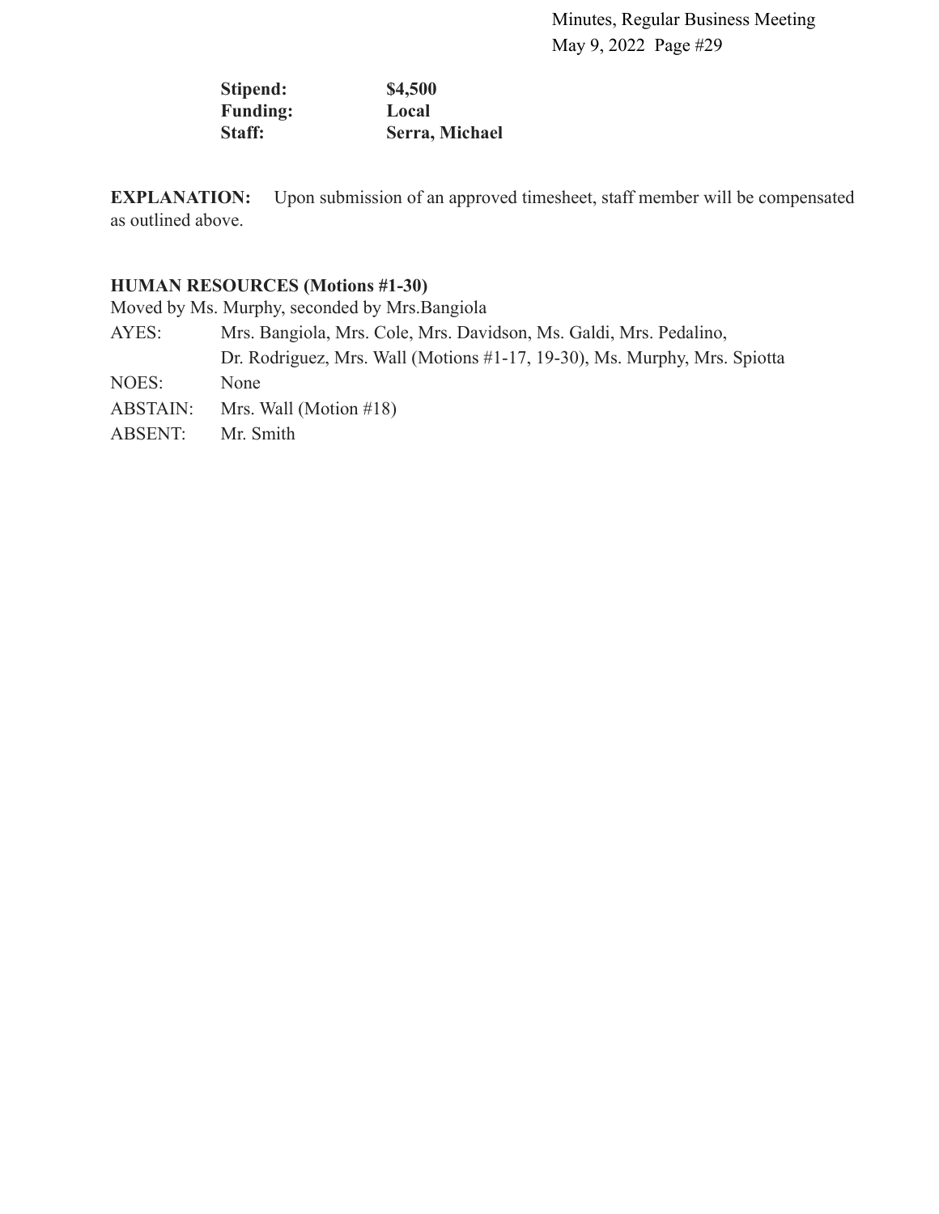**Stipend:** **$4,500**
**Funding:** **Local**
**Staff:** **Serra, Michael**

**EXPLANATION:** Upon submission of an approved timesheet, staff member will be compensated as outlined above.

**HUMAN RESOURCES (Motions #1-30)**

Moved by Ms. Murphy, seconded by Mrs.Bangiola

AYES: Mrs. Bangiola, Mrs. Cole, Mrs. Davidson, Ms. Galdi, Mrs. Pedalino, Dr. Rodriguez, Mrs. Wall (Motions #1-17, 19-30), Ms. Murphy, Mrs. Spiotta

NOES: None

ABSTAIN: Mrs. Wall (Motion #18)

ABSENT: Mr. Smith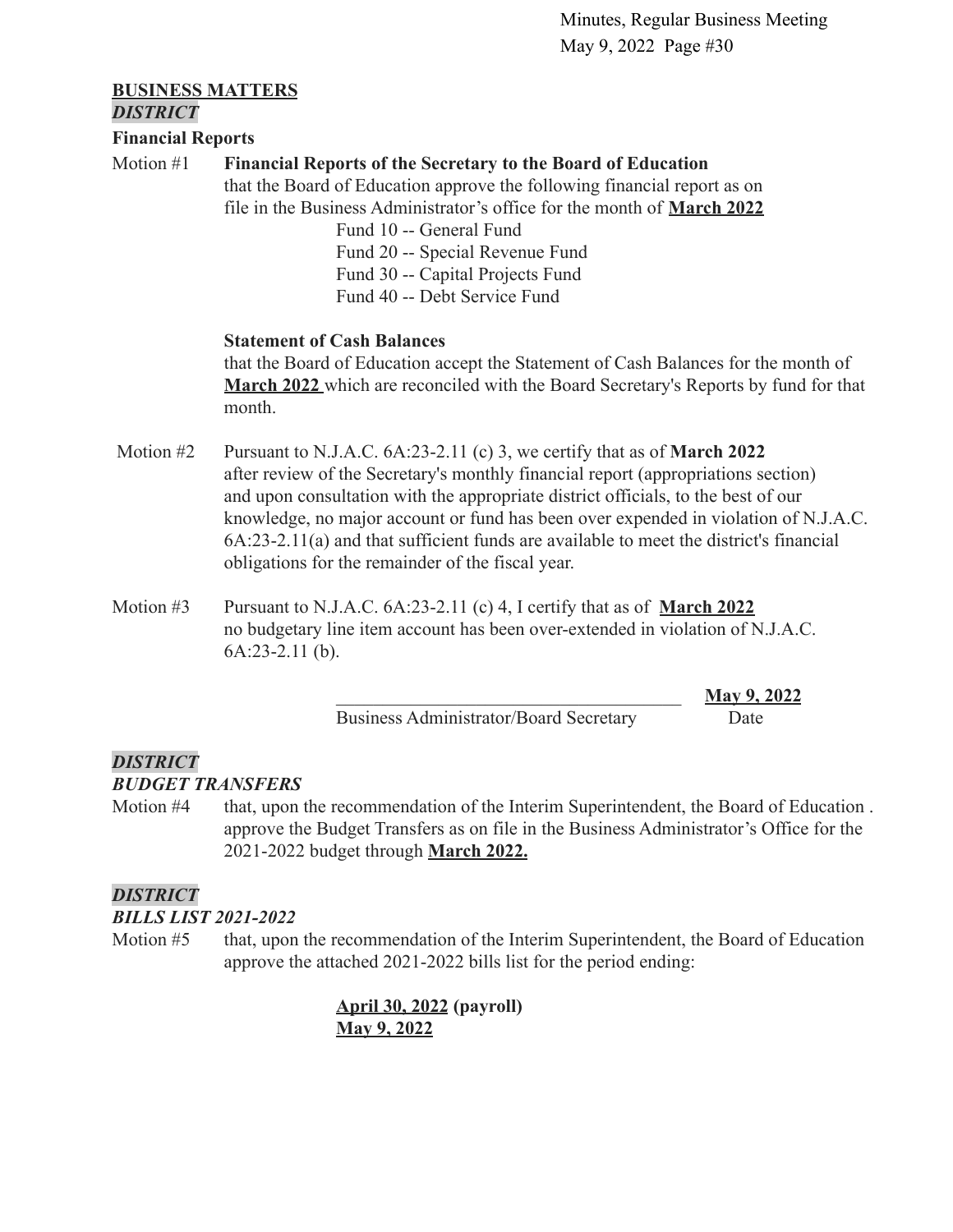## BUSINESS MATTERS

***DISTRICT***

**Financial Reports**

Motion #1 **Financial Reports of the Secretary to the Board of Education**
that the Board of Education approve the following financial report as on file in the Business Administrator's office for the month of **March 2022**

Fund 10 -- General Fund
Fund 20 -- Special Revenue Fund
Fund 30 -- Capital Projects Fund
Fund 40 -- Debt Service Fund

**Statement of Cash Balances**
that the Board of Education accept the Statement of Cash Balances for the month of **March 2022** which are reconciled with the Board Secretary's Reports by fund for that month.

Motion #2 Pursuant to N.J.A.C. 6A:23-2.11 (c) 3, we certify that as of **March 2022** after review of the Secretary's monthly financial report (appropriations section) and upon consultation with the appropriate district officials, to the best of our knowledge, no major account or fund has been over expended in violation of N.J.A.C. 6A:23-2.11(a) and that sufficient funds are available to meet the district's financial obligations for the remainder of the fiscal year.

Motion #3 Pursuant to N.J.A.C. 6A:23-2.11 (c) 4, I certify that as of **March 2022** no budgetary line item account has been over-extended in violation of N.J.A.C. 6A:23-2.11 (b).

_____________________________________ **May 9, 2022**
Business Administrator/Board Secretary Date

***DISTRICT***

***BUDGET TRANSFERS***

Motion #4 that, upon the recommendation of the Interim Superintendent, the Board of Education . approve the Budget Transfers as on file in the Business Administrator's Office for the 2021-2022 budget through **March 2022.**

***DISTRICT***

***BILLS LIST 2021-2022***

Motion #5 that, upon the recommendation of the Interim Superintendent, the Board of Education approve the attached 2021-2022 bills list for the period ending:

**April 30, 2022 (payroll)**
**May 9, 2022**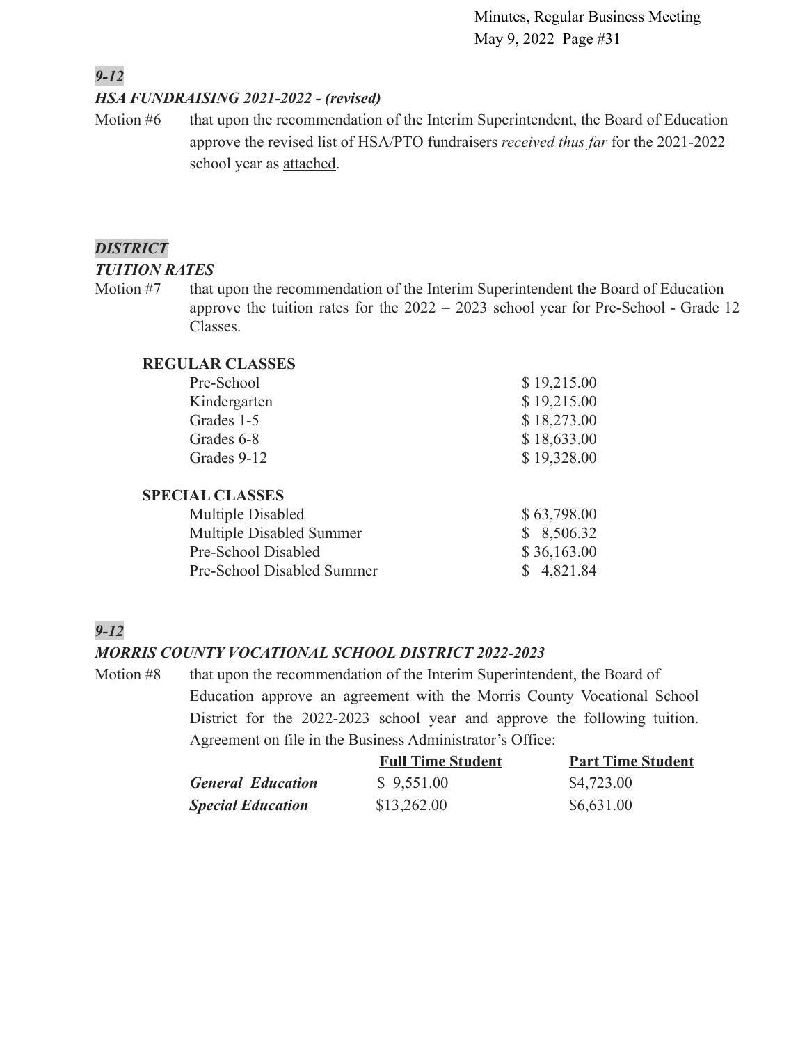***9-12***

***HSA FUNDRAISING 2021-2022 - (revised)***

Motion #6 that upon the recommendation of the Interim Superintendent, the Board of Education approve the revised list of HSA/PTO fundraisers *received thus far* for the 2021-2022 school year as attached.

***DISTRICT***

***TUITION RATES***

Motion #7 that upon the recommendation of the Interim Superintendent the Board of Education approve the tuition rates for the 2022 – 2023 school year for Pre-School - Grade 12 Classes.

| **REGULAR CLASSES** | |
|---|---|
| Pre-School | $ 19,215.00 |
| Kindergarten | $ 19,215.00 |
| Grades 1-5 | $ 18,273.00 |
| Grades 6-8 | $ 18,633.00 |
| Grades 9-12 | $ 19,328.00 |
| **SPECIAL CLASSES** | |
| Multiple Disabled | $ 63,798.00 |
| Multiple Disabled Summer | $ 8,506.32 |
| Pre-School Disabled | $ 36,163.00 |
| Pre-School Disabled Summer | $ 4,821.84 |

***9-12***

***MORRIS COUNTY VOCATIONAL SCHOOL DISTRICT 2022-2023***

Motion #8 that upon the recommendation of the Interim Superintendent, the Board of Education approve an agreement with the Morris County Vocational School District for the 2022-2023 school year and approve the following tuition. Agreement on file in the Business Administrator's Office:

| | **Full Time Student** | **Part Time Student** |
|---|---|---|
| ***General Education*** | $ 9,551.00 | $4,723.00 |
| ***Special Education*** | $13,262.00 | $6,631.00 |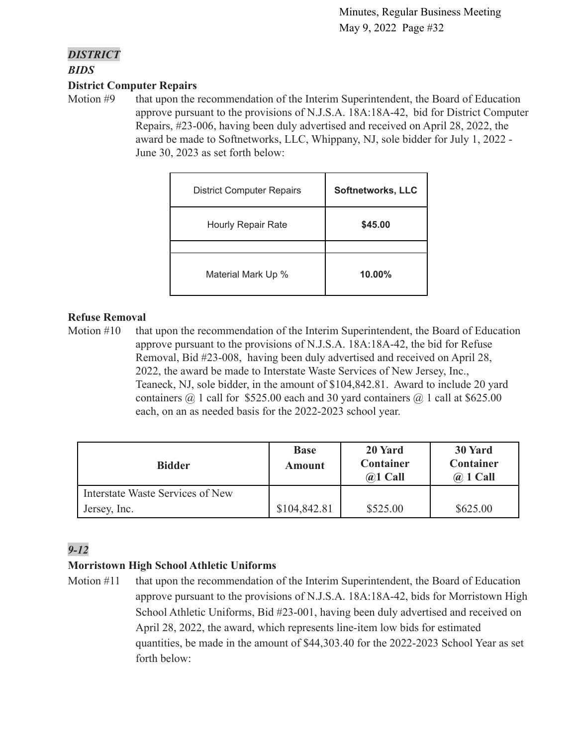***DISTRICT***

***BIDS***

**District Computer Repairs**

Motion #9 that upon the recommendation of the Interim Superintendent, the Board of Education approve pursuant to the provisions of N.J.S.A. 18A:18A-42, bid for District Computer Repairs, #23-006, having been duly advertised and received on April 28, 2022, the award be made to Softnetworks, LLC, Whippany, NJ, sole bidder for July 1, 2022 - June 30, 2023 as set forth below:

| District Computer Repairs | **Softnetworks, LLC** |
|---|---|
| Hourly Repair Rate | **$45.00** |
| | |
| Material Mark Up % | **10.00%** |

**Refuse Removal**

Motion #10 that upon the recommendation of the Interim Superintendent, the Board of Education approve pursuant to the provisions of N.J.S.A. 18A:18A-42, the bid for Refuse Removal, Bid #23-008, having been duly advertised and received on April 28, 2022, the award be made to Interstate Waste Services of New Jersey, Inc., Teaneck, NJ, sole bidder, in the amount of $104,842.81. Award to include 20 yard containers @ 1 call for $525.00 each and 30 yard containers @ 1 call at $625.00 each, on an as needed basis for the 2022-2023 school year.

| **Bidder** | **Base Amount** | **20 Yard Container @1 Call** | **30 Yard Container @ 1 Call** |
|---|---|---|---|
| Interstate Waste Services of New Jersey, Inc. | $104,842.81 | $525.00 | $625.00 |

***9-12***

**Morristown High School Athletic Uniforms**

Motion #11 that upon the recommendation of the Interim Superintendent, the Board of Education approve pursuant to the provisions of N.J.S.A. 18A:18A-42, bids for Morristown High School Athletic Uniforms, Bid #23-001, having been duly advertised and received on April 28, 2022, the award, which represents line-item low bids for estimated quantities, be made in the amount of $44,303.40 for the 2022-2023 School Year as set forth below: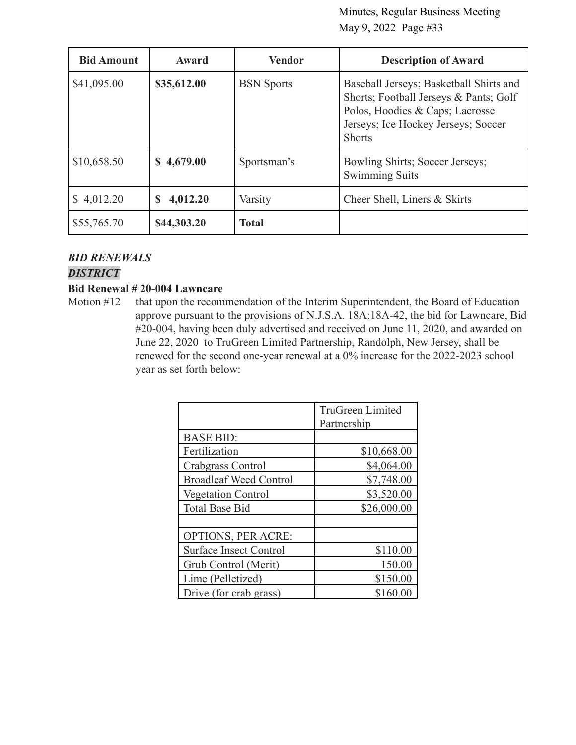| Bid Amount | Award | Vendor | Description of Award |
|---|---|---|---|
| $41,095.00 | **$35,612.00** | BSN Sports | Baseball Jerseys; Basketball Shirts and Shorts; Football Jerseys & Pants; Golf Polos, Hoodies & Caps; Lacrosse Jerseys; Ice Hockey Jerseys; Soccer Shorts |
| $10,658.50 | **$ 4,679.00** | Sportsman's | Bowling Shirts; Soccer Jerseys; Swimming Suits |
| $ 4,012.20 | **$ 4,012.20** | Varsity | Cheer Shell, Liners & Skirts |
| $55,765.70 | **$44,303.20** | **Total** | |

***BID RENEWALS***

***DISTRICT***

**Bid Renewal # 20-004 Lawncare**

Motion #12 that upon the recommendation of the Interim Superintendent, the Board of Education approve pursuant to the provisions of N.J.S.A. 18A:18A-42, the bid for Lawncare, Bid #20-004, having been duly advertised and received on June 11, 2020, and awarded on June 22, 2020 to TruGreen Limited Partnership, Randolph, New Jersey, shall be renewed for the second one-year renewal at a 0% increase for the 2022-2023 school year as set forth below:

| | TruGreen Limited Partnership |
|---|---|
| BASE BID: | |
| Fertilization | $10,668.00 |
| Crabgrass Control | $4,064.00 |
| Broadleaf Weed Control | $7,748.00 |
| Vegetation Control | $3,520.00 |
| Total Base Bid | $26,000.00 |
| | |
| OPTIONS, PER ACRE: | |
| Surface Insect Control | $110.00 |
| Grub Control (Merit) | 150.00 |
| Lime (Pelletized) | $150.00 |
| Drive (for crab grass) | $160.00 |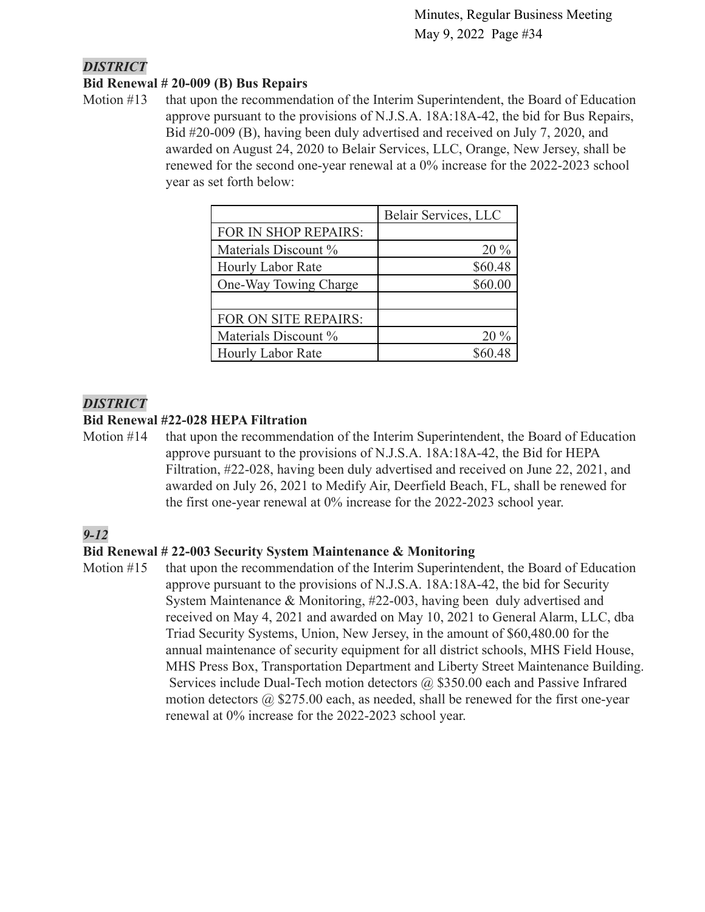***DISTRICT***

**Bid Renewal # 20-009 (B) Bus Repairs**

Motion #13 that upon the recommendation of the Interim Superintendent, the Board of Education approve pursuant to the provisions of N.J.S.A. 18A:18A-42, the bid for Bus Repairs, Bid #20-009 (B), having been duly advertised and received on July 7, 2020, and awarded on August 24, 2020 to Belair Services, LLC, Orange, New Jersey, shall be renewed for the second one-year renewal at a 0% increase for the 2022-2023 school year as set forth below:

| | Belair Services, LLC |
|---|---|
| FOR IN SHOP REPAIRS: | |
| Materials Discount % | 20 % |
| Hourly Labor Rate | $60.48 |
| One-Way Towing Charge | $60.00 |
| | |
| FOR ON SITE REPAIRS: | |
| Materials Discount % | 20 % |
| Hourly Labor Rate | $60.48 |

***DISTRICT***

**Bid Renewal #22-028 HEPA Filtration**

Motion #14 that upon the recommendation of the Interim Superintendent, the Board of Education approve pursuant to the provisions of N.J.S.A. 18A:18A-42, the Bid for HEPA Filtration, #22-028, having been duly advertised and received on June 22, 2021, and awarded on July 26, 2021 to Medify Air, Deerfield Beach, FL, shall be renewed for the first one-year renewal at 0% increase for the 2022-2023 school year.

***9-12***

**Bid Renewal # 22-003 Security System Maintenance & Monitoring**

Motion #15 that upon the recommendation of the Interim Superintendent, the Board of Education approve pursuant to the provisions of N.J.S.A. 18A:18A-42, the bid for Security System Maintenance & Monitoring, #22-003, having been duly advertised and received on May 4, 2021 and awarded on May 10, 2021 to General Alarm, LLC, dba Triad Security Systems, Union, New Jersey, in the amount of $60,480.00 for the annual maintenance of security equipment for all district schools, MHS Field House, MHS Press Box, Transportation Department and Liberty Street Maintenance Building. Services include Dual-Tech motion detectors @ $350.00 each and Passive Infrared motion detectors @ $275.00 each, as needed, shall be renewed for the first one-year renewal at 0% increase for the 2022-2023 school year.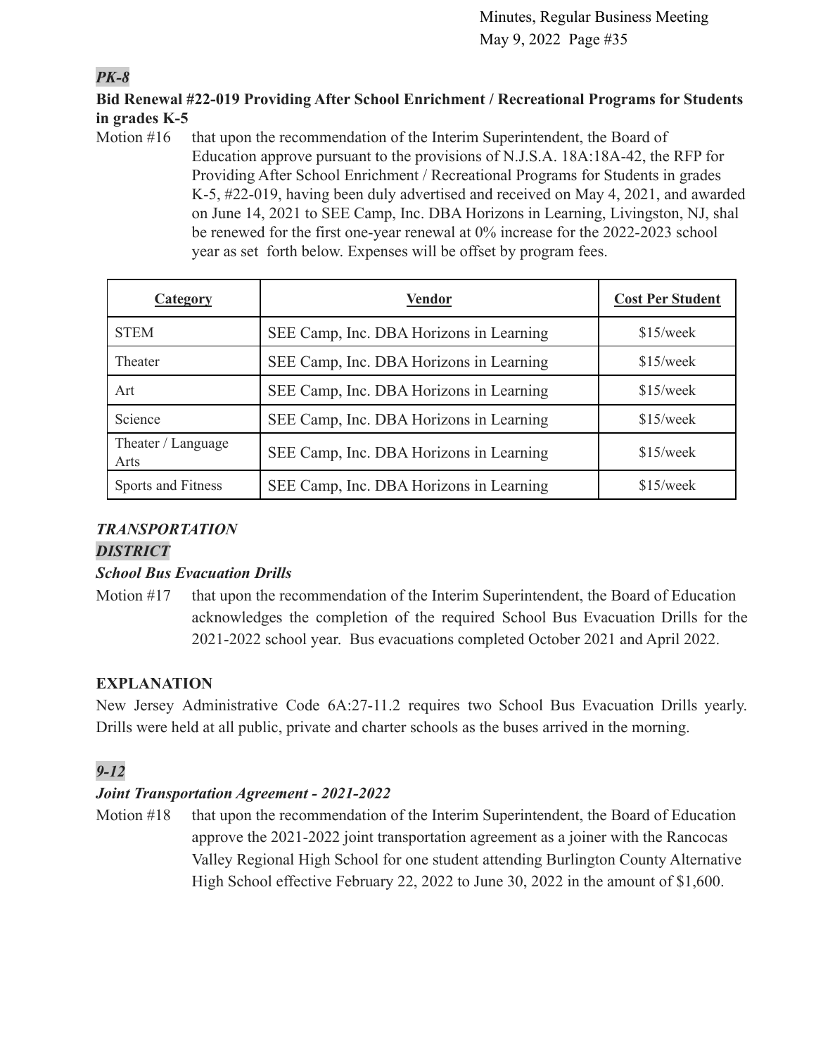*PK-8*

**Bid Renewal #22-019 Providing After School Enrichment / Recreational Programs for Students in grades K-5**

Motion #16 that upon the recommendation of the Interim Superintendent, the Board of Education approve pursuant to the provisions of N.J.S.A. 18A:18A-42, the RFP for Providing After School Enrichment / Recreational Programs for Students in grades K-5, #22-019, having been duly advertised and received on May 4, 2021, and awarded on June 14, 2021 to SEE Camp, Inc. DBA Horizons in Learning, Livingston, NJ, shal be renewed for the first one-year renewal at 0% increase for the 2022-2023 school year as set forth below. Expenses will be offset by program fees.

| Category | Vendor | Cost Per Student |
|---|---|---|
| STEM | SEE Camp, Inc. DBA Horizons in Learning | $15/week |
| Theater | SEE Camp, Inc. DBA Horizons in Learning | $15/week |
| Art | SEE Camp, Inc. DBA Horizons in Learning | $15/week |
| Science | SEE Camp, Inc. DBA Horizons in Learning | $15/week |
| Theater / Language Arts | SEE Camp, Inc. DBA Horizons in Learning | $15/week |
| Sports and Fitness | SEE Camp, Inc. DBA Horizons in Learning | $15/week |

***TRANSPORTATION***

***DISTRICT***

***School Bus Evacuation Drills***

Motion #17 that upon the recommendation of the Interim Superintendent, the Board of Education acknowledges the completion of the required School Bus Evacuation Drills for the 2021-2022 school year. Bus evacuations completed October 2021 and April 2022.

**EXPLANATION**

New Jersey Administrative Code 6A:27-11.2 requires two School Bus Evacuation Drills yearly. Drills were held at all public, private and charter schools as the buses arrived in the morning.

***9-12***

***Joint Transportation Agreement - 2021-2022***

Motion #18 that upon the recommendation of the Interim Superintendent, the Board of Education approve the 2021-2022 joint transportation agreement as a joiner with the Rancocas Valley Regional High School for one student attending Burlington County Alternative High School effective February 22, 2022 to June 30, 2022 in the amount of $1,600.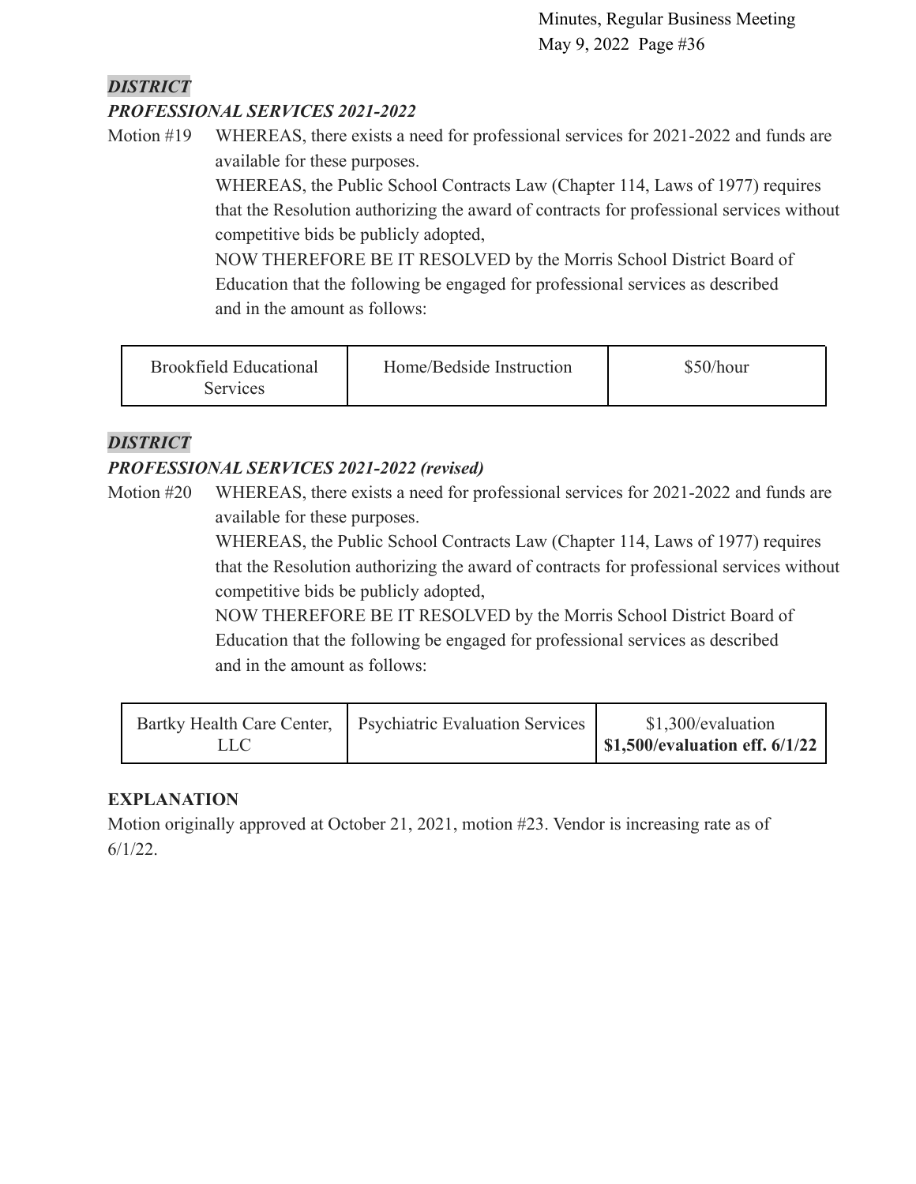***DISTRICT***

***PROFESSIONAL SERVICES 2021-2022***

Motion #19 WHEREAS, there exists a need for professional services for 2021-2022 and funds are available for these purposes.

WHEREAS, the Public School Contracts Law (Chapter 114, Laws of 1977) requires that the Resolution authorizing the award of contracts for professional services without competitive bids be publicly adopted,

NOW THEREFORE BE IT RESOLVED by the Morris School District Board of Education that the following be engaged for professional services as described and in the amount as follows:

| Brookfield Educational Services | Home/Bedside Instruction | $50/hour |
|---|---|---|

***DISTRICT***

***PROFESSIONAL SERVICES 2021-2022 (revised)***

Motion #20 WHEREAS, there exists a need for professional services for 2021-2022 and funds are available for these purposes.

WHEREAS, the Public School Contracts Law (Chapter 114, Laws of 1977) requires that the Resolution authorizing the award of contracts for professional services without competitive bids be publicly adopted,

NOW THEREFORE BE IT RESOLVED by the Morris School District Board of Education that the following be engaged for professional services as described and in the amount as follows:

| Bartky Health Care Center, LLC | Psychiatric Evaluation Services | $1,300/evaluation **$1,500/evaluation eff. 6/1/22** |
|---|---|---|

**EXPLANATION**

Motion originally approved at October 21, 2021, motion #23. Vendor is increasing rate as of 6/1/22.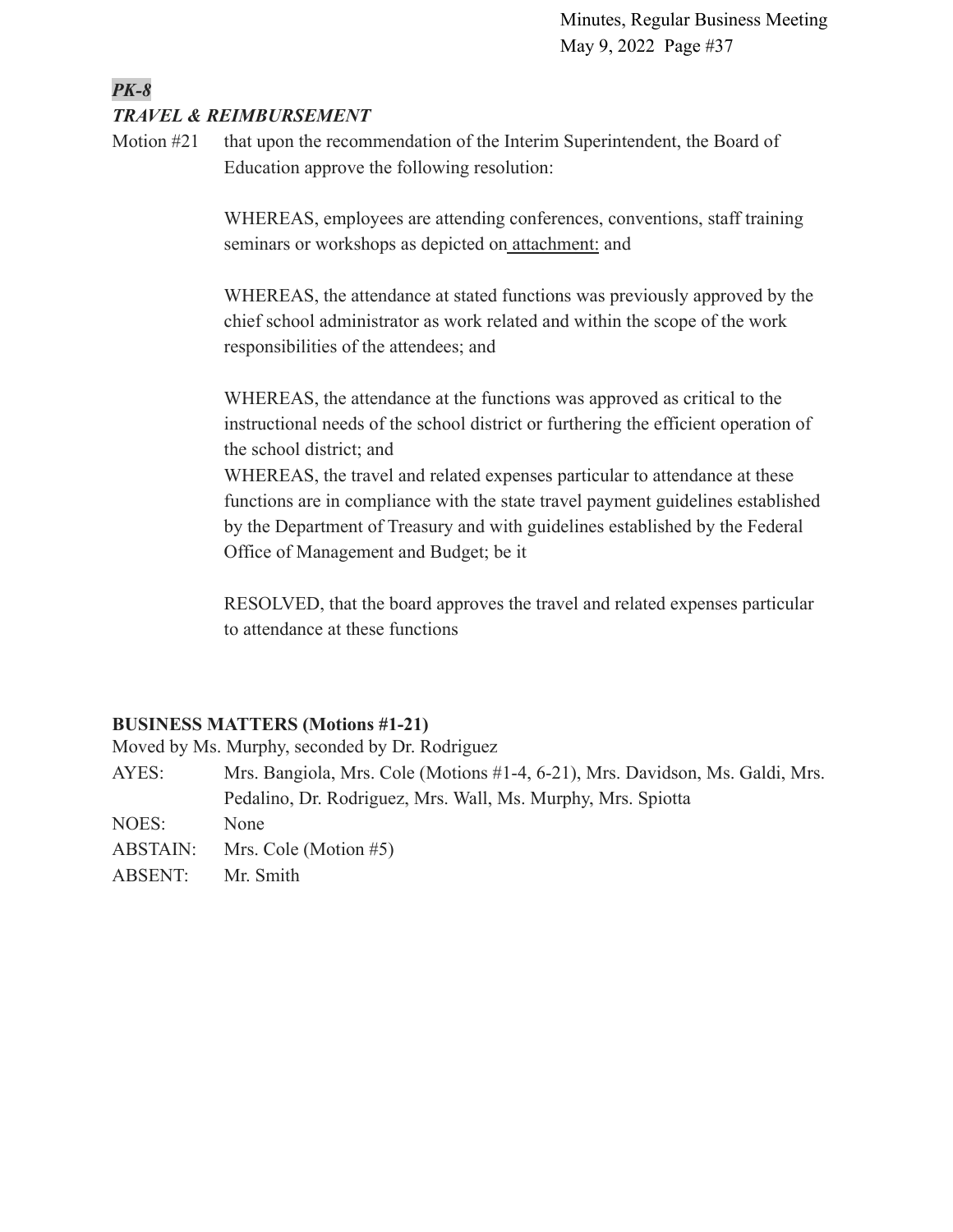***PK-8***

***TRAVEL & REIMBURSEMENT***

Motion #21 that upon the recommendation of the Interim Superintendent, the Board of Education approve the following resolution:

WHEREAS, employees are attending conferences, conventions, staff training seminars or workshops as depicted on attachment: and

WHEREAS, the attendance at stated functions was previously approved by the chief school administrator as work related and within the scope of the work responsibilities of the attendees; and

WHEREAS, the attendance at the functions was approved as critical to the instructional needs of the school district or furthering the efficient operation of the school district; and

WHEREAS, the travel and related expenses particular to attendance at these functions are in compliance with the state travel payment guidelines established by the Department of Treasury and with guidelines established by the Federal Office of Management and Budget; be it

RESOLVED, that the board approves the travel and related expenses particular to attendance at these functions

**BUSINESS MATTERS (Motions #1-21)**

Moved by Ms. Murphy, seconded by Dr. Rodriguez

AYES: Mrs. Bangiola, Mrs. Cole (Motions #1-4, 6-21), Mrs. Davidson, Ms. Galdi, Mrs. Pedalino, Dr. Rodriguez, Mrs. Wall, Ms. Murphy, Mrs. Spiotta

NOES: None

ABSTAIN: Mrs. Cole (Motion #5)

ABSENT: Mr. Smith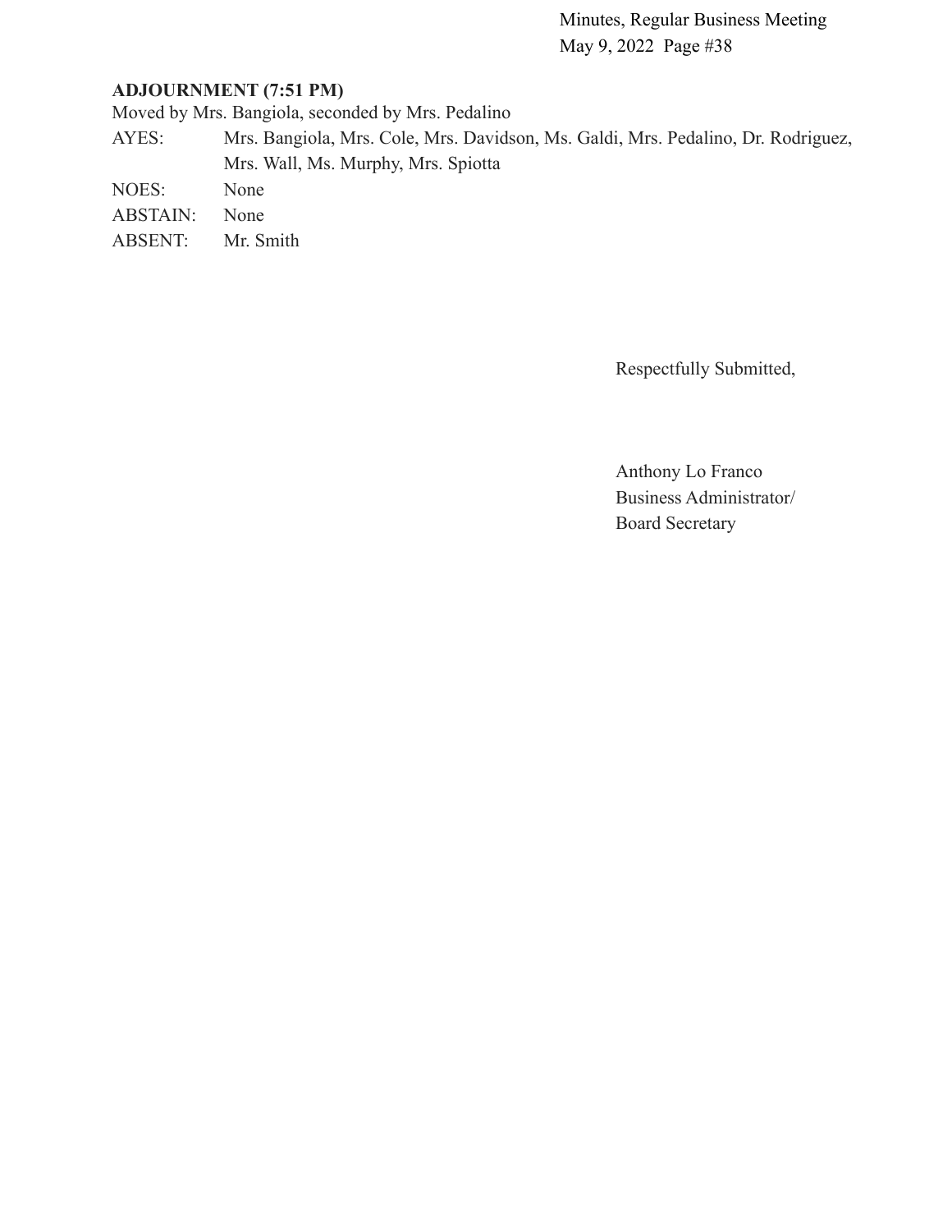**ADJOURNMENT (7:51 PM)**

Moved by Mrs. Bangiola, seconded by Mrs. Pedalino

| | |
|---|---|
| AYES: | Mrs. Bangiola, Mrs. Cole, Mrs. Davidson, Ms. Galdi, Mrs. Pedalino, Dr. Rodriguez, Mrs. Wall, Ms. Murphy, Mrs. Spiotta |
| NOES: | None |
| ABSTAIN: | None |
| ABSENT: | Mr. Smith |

Respectfully Submitted,

Anthony Lo Franco
Business Administrator/
Board Secretary